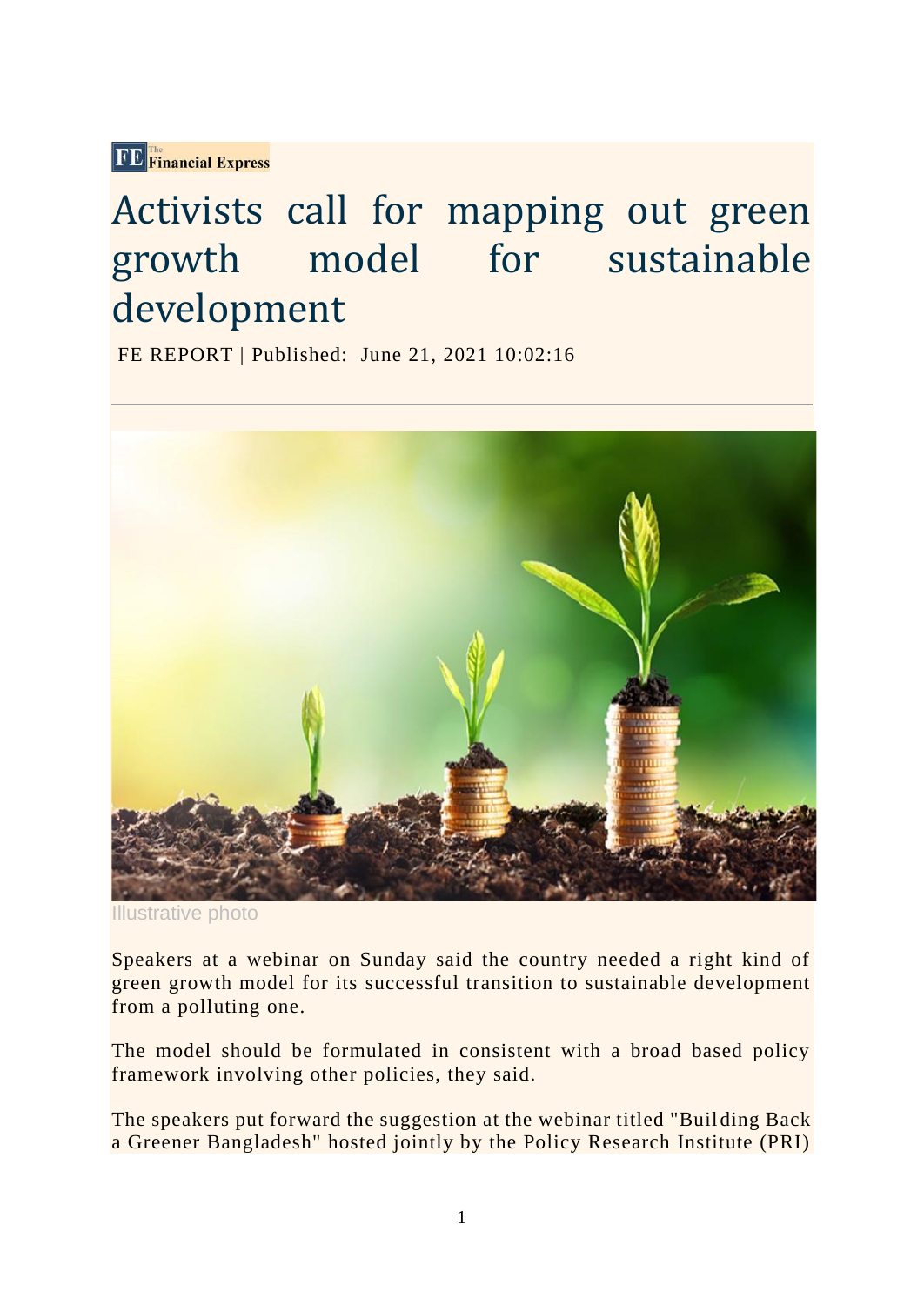The Financial Express

# Activists call for mapping out green growth model for sustainable development

FE REPORT | Published: June 21, 2021 10:02:16

Illustrative photo

Speakers at a webinar on Sunday said the country needed a right kind of green growth model for its successful transition to sustainable development from a polluting one.

The model should be formulated in consistent with a broad based policy framework involving other policies, they said.

The speakers put forward the suggestion at the webinar titled "Building Back a Greener Bangladesh" hosted jointly by the Policy Research Institute (PRI)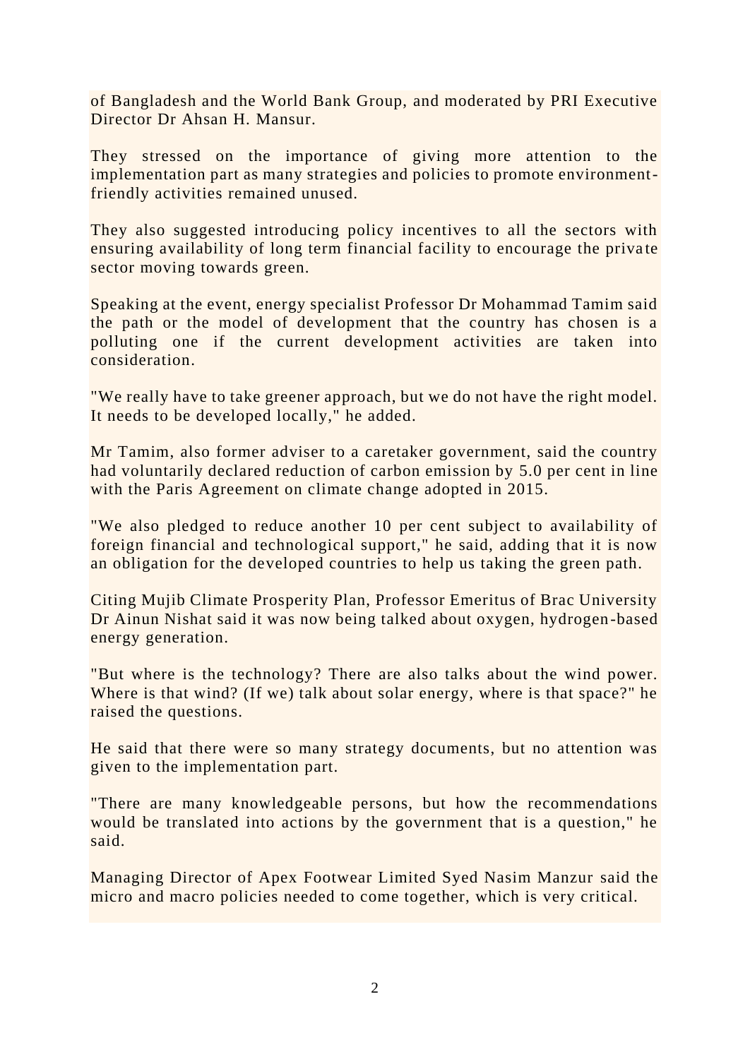of Bangladesh and the World Bank Group, and moderated by PRI Executive Director Dr Ahsan H. Mansur.

They stressed on the importance of giving more attention to the implementation part as many strategies and policies to promote environment-friendly activities remained unused.

They also suggested introducing policy incentives to all the sectors with ensuring availability of long term financial facility to encourage the private sector moving towards green.

Speaking at the event, energy specialist Professor Dr Mohammad Tamim said the path or the model of development that the country has chosen is a polluting one if the current development activities are taken into consideration.

"We really have to take greener approach, but we do not have the right model. It needs to be developed locally," he added.

Mr Tamim, also former adviser to a caretaker government, said the country had voluntarily declared reduction of carbon emission by 5.0 per cent in line with the Paris Agreement on climate change adopted in 2015.

"We also pledged to reduce another 10 per cent subject to availability of foreign financial and technological support," he said, adding that it is now an obligation for the developed countries to help us taking the green path.

Citing Mujib Climate Prosperity Plan, Professor Emeritus of Brac University Dr Ainun Nishat said it was now being talked about oxygen, hydrogen-based energy generation.

"But where is the technology? There are also talks about the wind power. Where is that wind? (If we) talk about solar energy, where is that space?" he raised the questions.

He said that there were so many strategy documents, but no attention was given to the implementation part.

"There are many knowledgeable persons, but how the recommendations would be translated into actions by the government that is a question," he said.

Managing Director of Apex Footwear Limited Syed Nasim Manzur said the micro and macro policies needed to come together, which is very critical.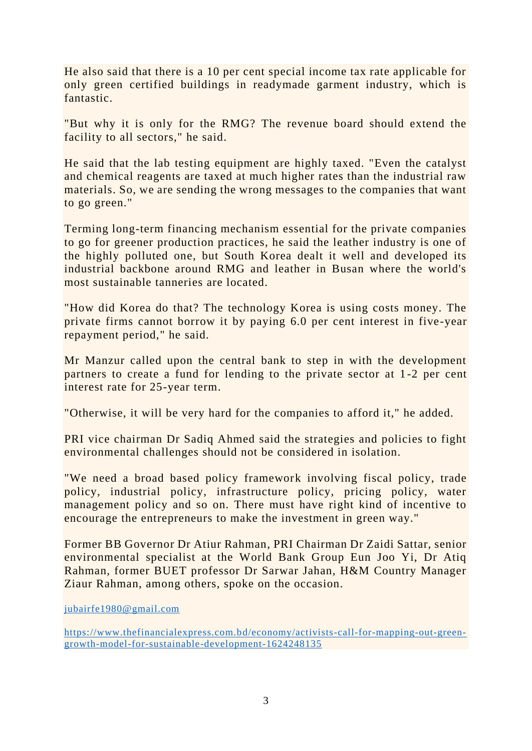He also said that there is a 10 per cent special income tax rate applicable for only green certified buildings in readymade garment industry, which is fantastic.

"But why it is only for the RMG? The revenue board should extend the facility to all sectors," he said.

He said that the lab testing equipment are highly taxed. "Even the catalyst and chemical reagents are taxed at much higher rates than the industrial raw materials. So, we are sending the wrong messages to the companies that want to go green."

Terming long-term financing mechanism essential for the private companies to go for greener production practices, he said the leather industry is one of the highly polluted one, but South Korea dealt it well and developed its industrial backbone around RMG and leather in Busan where the world's most sustainable tanneries are located.

"How did Korea do that? The technology Korea is using costs money. The private firms cannot borrow it by paying 6.0 per cent interest in five-year repayment period," he said.

Mr Manzur called upon the central bank to step in with the development partners to create a fund for lending to the private sector at 1-2 per cent interest rate for 25-year term.

"Otherwise, it will be very hard for the companies to afford it," he added.

PRI vice chairman Dr Sadiq Ahmed said the strategies and policies to fight environmental challenges should not be considered in isolation.

"We need a broad based policy framework involving fiscal policy, trade policy, industrial policy, infrastructure policy, pricing policy, water management policy and so on. There must have right kind of incentive to encourage the entrepreneurs to make the investment in green way."

Former BB Governor Dr Atiur Rahman, PRI Chairman Dr Zaidi Sattar, senior environmental specialist at the World Bank Group Eun Joo Yi, Dr Atiq Rahman, former BUET professor Dr Sarwar Jahan, H&M Country Manager Ziaur Rahman, among others, spoke on the occasion.

jubairfe1980@gmail.com

https://www.thefinancialexpress.com.bd/economy/activists-call-for-mapping-out-green-growth-model-for-sustainable-development-1624248135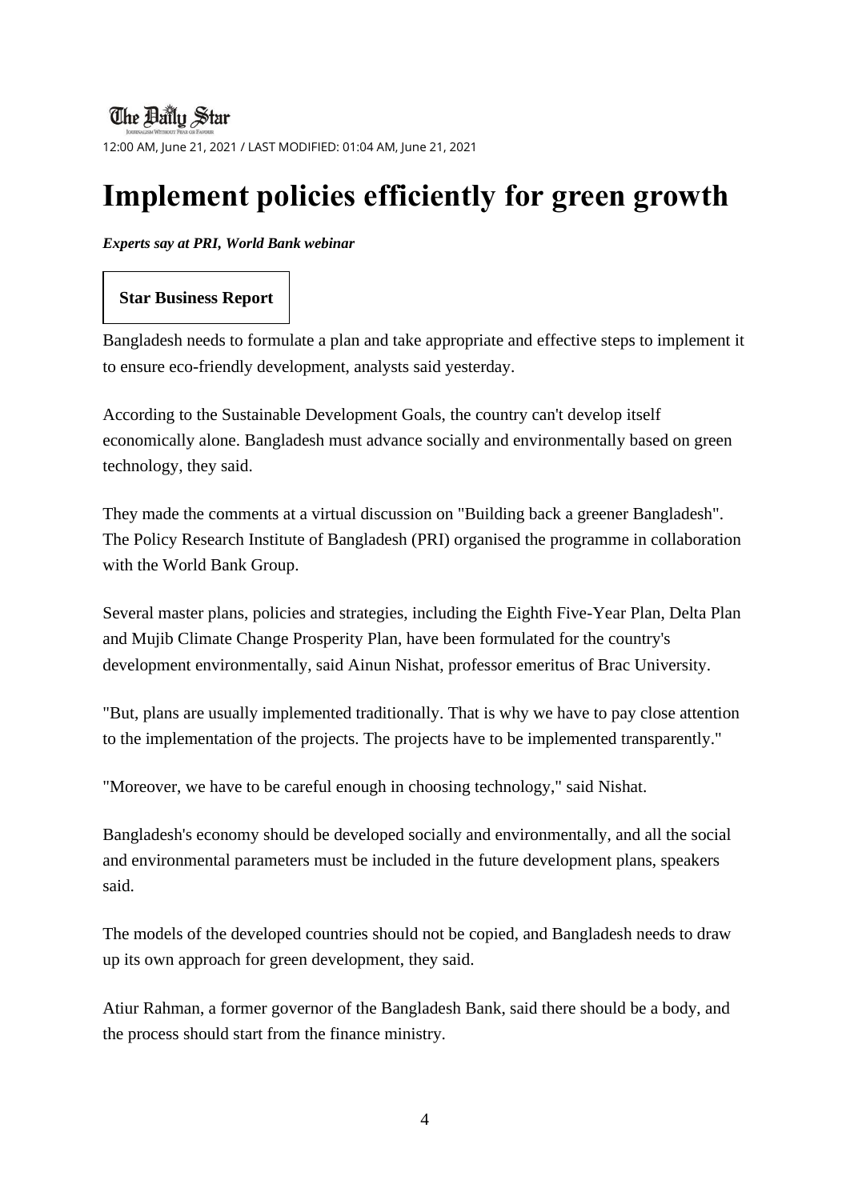The Daily Star

12:00 AM, June 21, 2021 / LAST MODIFIED: 01:04 AM, June 21, 2021

# Implement policies efficiently for green growth

***Experts say at PRI, World Bank webinar***

**Star Business Report**

Bangladesh needs to formulate a plan and take appropriate and effective steps to implement it to ensure eco-friendly development, analysts said yesterday.

According to the Sustainable Development Goals, the country can't develop itself economically alone. Bangladesh must advance socially and environmentally based on green technology, they said.

They made the comments at a virtual discussion on "Building back a greener Bangladesh". The Policy Research Institute of Bangladesh (PRI) organised the programme in collaboration with the World Bank Group.

Several master plans, policies and strategies, including the Eighth Five-Year Plan, Delta Plan and Mujib Climate Change Prosperity Plan, have been formulated for the country's development environmentally, said Ainun Nishat, professor emeritus of Brac University.

"But, plans are usually implemented traditionally. That is why we have to pay close attention to the implementation of the projects. The projects have to be implemented transparently."

"Moreover, we have to be careful enough in choosing technology," said Nishat.

Bangladesh's economy should be developed socially and environmentally, and all the social and environmental parameters must be included in the future development plans, speakers said.

The models of the developed countries should not be copied, and Bangladesh needs to draw up its own approach for green development, they said.

Atiur Rahman, a former governor of the Bangladesh Bank, said there should be a body, and the process should start from the finance ministry.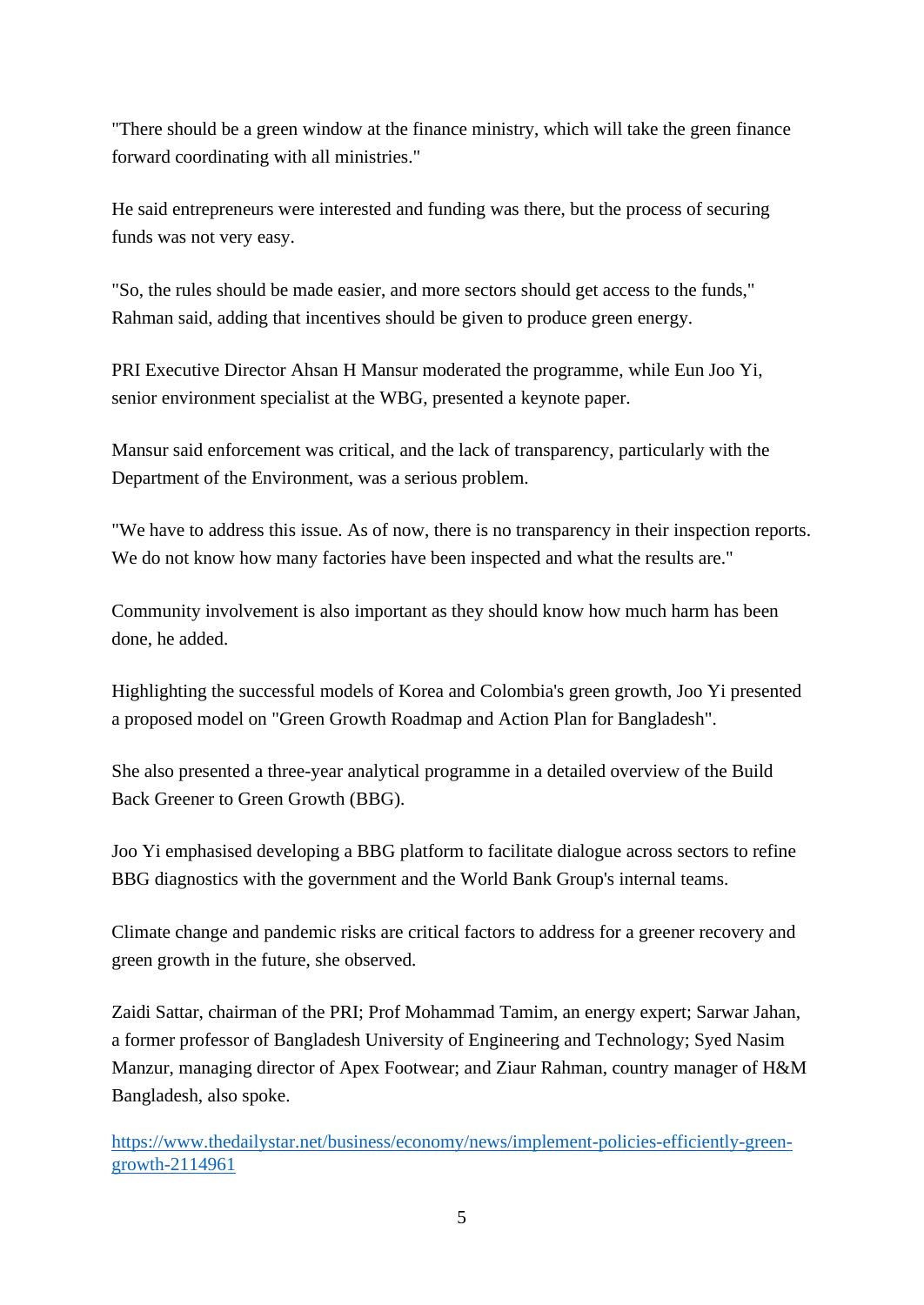"There should be a green window at the finance ministry, which will take the green finance forward coordinating with all ministries."

He said entrepreneurs were interested and funding was there, but the process of securing funds was not very easy.

"So, the rules should be made easier, and more sectors should get access to the funds," Rahman said, adding that incentives should be given to produce green energy.

PRI Executive Director Ahsan H Mansur moderated the programme, while Eun Joo Yi, senior environment specialist at the WBG, presented a keynote paper.

Mansur said enforcement was critical, and the lack of transparency, particularly with the Department of the Environment, was a serious problem.

"We have to address this issue. As of now, there is no transparency in their inspection reports. We do not know how many factories have been inspected and what the results are."

Community involvement is also important as they should know how much harm has been done, he added.

Highlighting the successful models of Korea and Colombia's green growth, Joo Yi presented a proposed model on "Green Growth Roadmap and Action Plan for Bangladesh".

She also presented a three-year analytical programme in a detailed overview of the Build Back Greener to Green Growth (BBG).

Joo Yi emphasised developing a BBG platform to facilitate dialogue across sectors to refine BBG diagnostics with the government and the World Bank Group's internal teams.

Climate change and pandemic risks are critical factors to address for a greener recovery and green growth in the future, she observed.

Zaidi Sattar, chairman of the PRI; Prof Mohammad Tamim, an energy expert; Sarwar Jahan, a former professor of Bangladesh University of Engineering and Technology; Syed Nasim Manzur, managing director of Apex Footwear; and Ziaur Rahman, country manager of H&M Bangladesh, also spoke.

[https://www.thedailystar.net/business/economy/news/implement-policies-efficiently-green-growth-2114961](https://www.thedailystar.net/business/economy/news/implement-policies-efficiently-green-growth-2114961)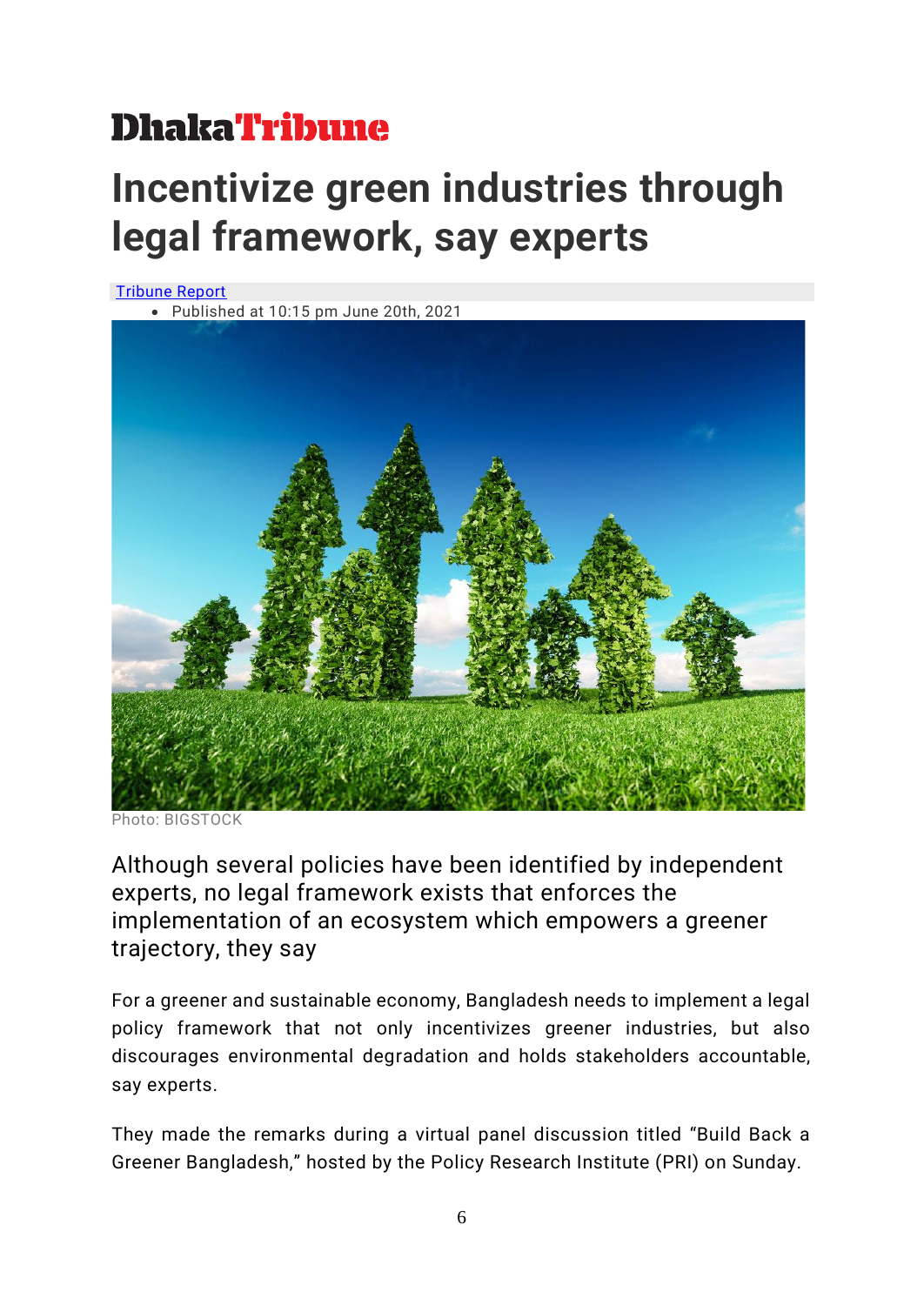DhakaTribune

# Incentivize green industries through legal framework, say experts

Tribune Report

- Published at 10:15 pm June 20th, 2021

Photo: BIGSTOCK

## Although several policies have been identified by independent experts, no legal framework exists that enforces the implementation of an ecosystem which empowers a greener trajectory, they say

For a greener and sustainable economy, Bangladesh needs to implement a legal policy framework that not only incentivizes greener industries, but also discourages environmental degradation and holds stakeholders accountable, say experts.

They made the remarks during a virtual panel discussion titled "Build Back a Greener Bangladesh," hosted by the Policy Research Institute (PRI) on Sunday.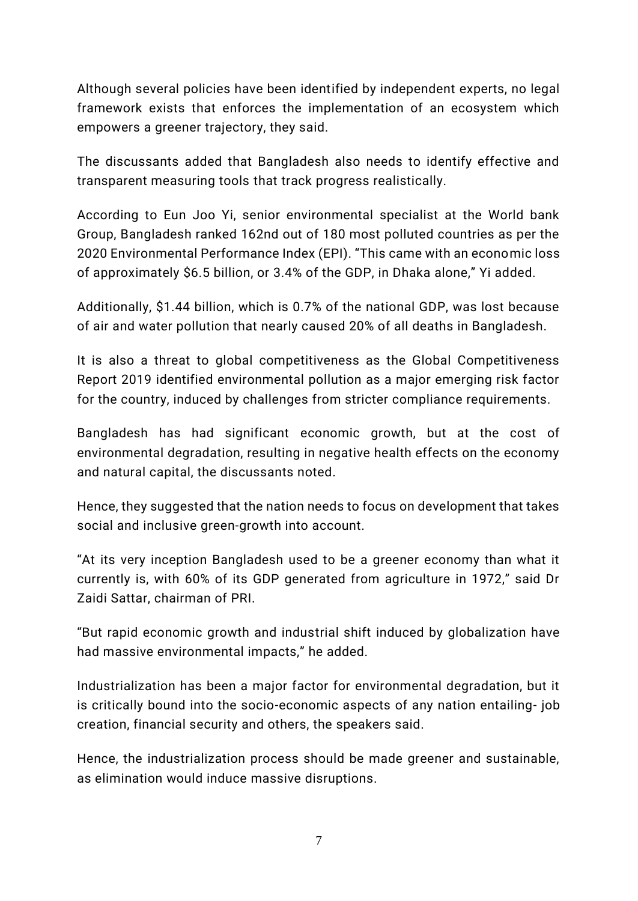Although several policies have been identified by independent experts, no legal framework exists that enforces the implementation of an ecosystem which empowers a greener trajectory, they said.

The discussants added that Bangladesh also needs to identify effective and transparent measuring tools that track progress realistically.

According to Eun Joo Yi, senior environmental specialist at the World bank Group, Bangladesh ranked 162nd out of 180 most polluted countries as per the 2020 Environmental Performance Index (EPI). "This came with an economic loss of approximately $6.5 billion, or 3.4% of the GDP, in Dhaka alone," Yi added.

Additionally, $1.44 billion, which is 0.7% of the national GDP, was lost because of air and water pollution that nearly caused 20% of all deaths in Bangladesh.

It is also a threat to global competitiveness as the Global Competitiveness Report 2019 identified environmental pollution as a major emerging risk factor for the country, induced by challenges from stricter compliance requirements.

Bangladesh has had significant economic growth, but at the cost of environmental degradation, resulting in negative health effects on the economy and natural capital, the discussants noted.

Hence, they suggested that the nation needs to focus on development that takes social and inclusive green-growth into account.

"At its very inception Bangladesh used to be a greener economy than what it currently is, with 60% of its GDP generated from agriculture in 1972," said Dr Zaidi Sattar, chairman of PRI.

"But rapid economic growth and industrial shift induced by globalization have had massive environmental impacts," he added.

Industrialization has been a major factor for environmental degradation, but it is critically bound into the socio-economic aspects of any nation entailing- job creation, financial security and others, the speakers said.

Hence, the industrialization process should be made greener and sustainable, as elimination would induce massive disruptions.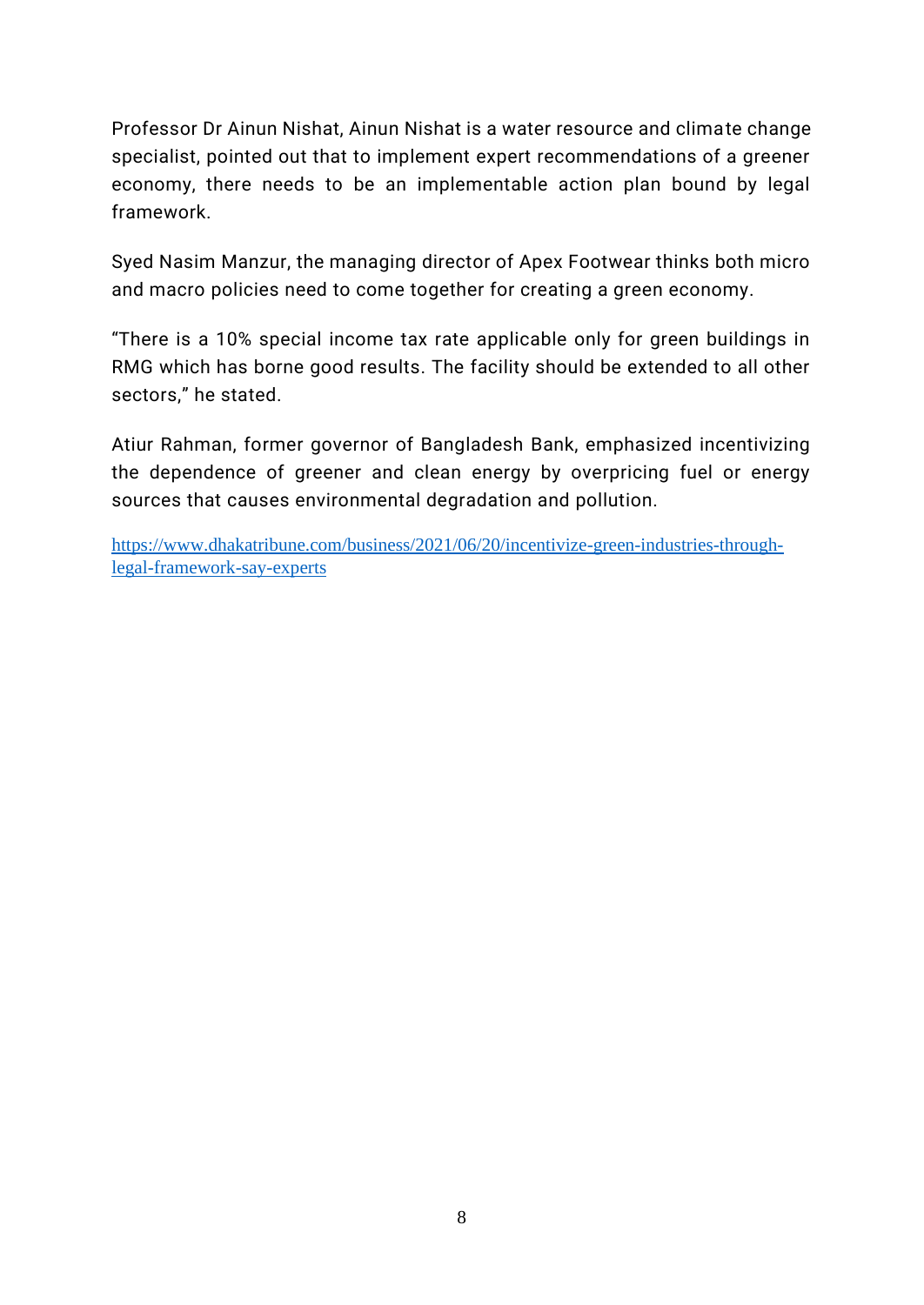Professor Dr Ainun Nishat, Ainun Nishat is a water resource and climate change specialist, pointed out that to implement expert recommendations of a greener economy, there needs to be an implementable action plan bound by legal framework.

Syed Nasim Manzur, the managing director of Apex Footwear thinks both micro and macro policies need to come together for creating a green economy.

"There is a 10% special income tax rate applicable only for green buildings in RMG which has borne good results. The facility should be extended to all other sectors," he stated.

Atiur Rahman, former governor of Bangladesh Bank, emphasized incentivizing the dependence of greener and clean energy by overpricing fuel or energy sources that causes environmental degradation and pollution.

https://www.dhakatribune.com/business/2021/06/20/incentivize-green-industries-through-legal-framework-say-experts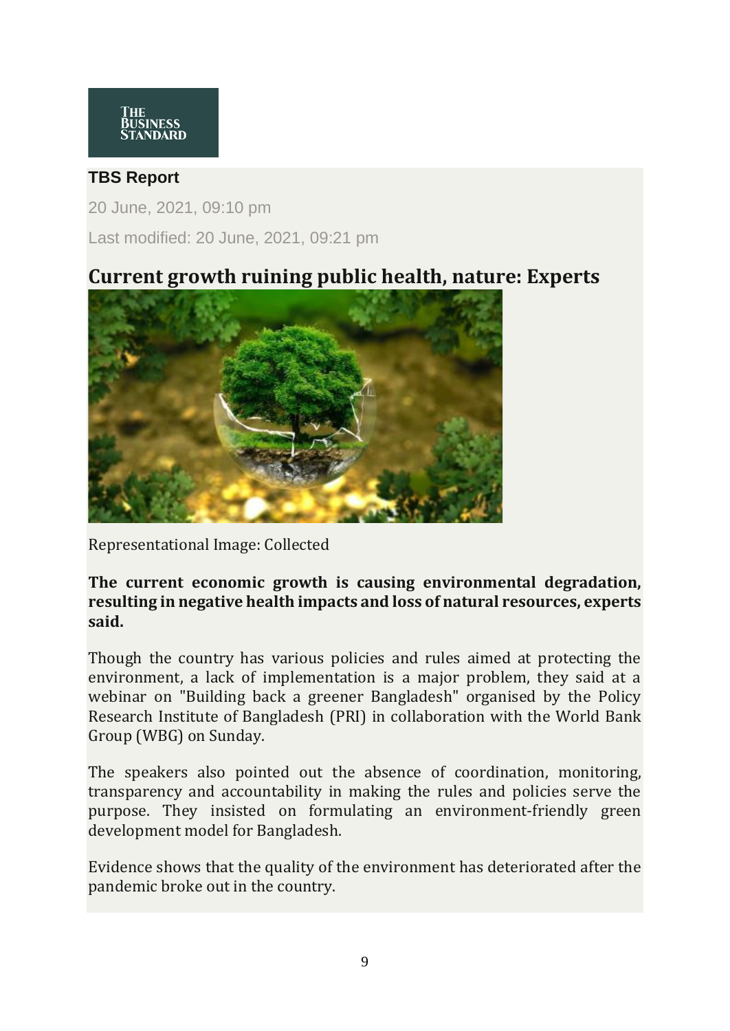THE BUSINESS STANDARD

**TBS Report**

20 June, 2021, 09:10 pm

Last modified: 20 June, 2021, 09:21 pm

# Current growth ruining public health, nature: Experts

Representational Image: Collected

**The current economic growth is causing environmental degradation, resulting in negative health impacts and loss of natural resources, experts said.**

Though the country has various policies and rules aimed at protecting the environment, a lack of implementation is a major problem, they said at a webinar on "Building back a greener Bangladesh" organised by the Policy Research Institute of Bangladesh (PRI) in collaboration with the World Bank Group (WBG) on Sunday.

The speakers also pointed out the absence of coordination, monitoring, transparency and accountability in making the rules and policies serve the purpose. They insisted on formulating an environment-friendly green development model for Bangladesh.

Evidence shows that the quality of the environment has deteriorated after the pandemic broke out in the country.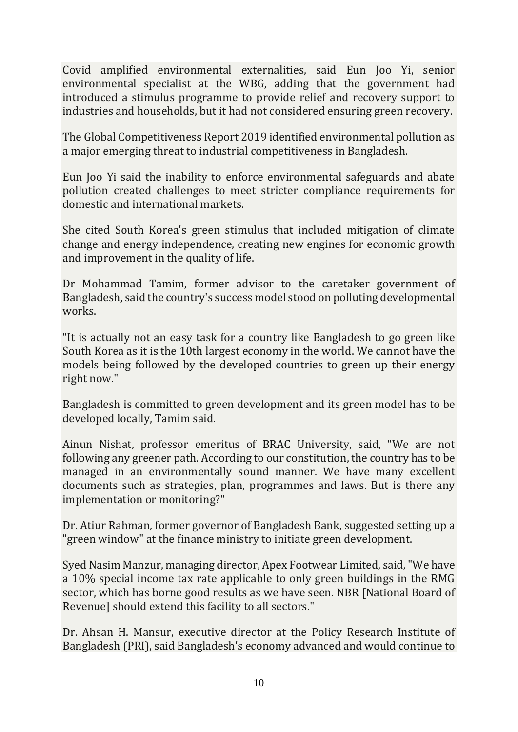Covid amplified environmental externalities, said Eun Joo Yi, senior environmental specialist at the WBG, adding that the government had introduced a stimulus programme to provide relief and recovery support to industries and households, but it had not considered ensuring green recovery.

The Global Competitiveness Report 2019 identified environmental pollution as a major emerging threat to industrial competitiveness in Bangladesh.

Eun Joo Yi said the inability to enforce environmental safeguards and abate pollution created challenges to meet stricter compliance requirements for domestic and international markets.

She cited South Korea's green stimulus that included mitigation of climate change and energy independence, creating new engines for economic growth and improvement in the quality of life.

Dr Mohammad Tamim, former advisor to the caretaker government of Bangladesh, said the country's success model stood on polluting developmental works.

"It is actually not an easy task for a country like Bangladesh to go green like South Korea as it is the 10th largest economy in the world. We cannot have the models being followed by the developed countries to green up their energy right now."

Bangladesh is committed to green development and its green model has to be developed locally, Tamim said.

Ainun Nishat, professor emeritus of BRAC University, said, "We are not following any greener path. According to our constitution, the country has to be managed in an environmentally sound manner. We have many excellent documents such as strategies, plan, programmes and laws. But is there any implementation or monitoring?"

Dr. Atiur Rahman, former governor of Bangladesh Bank, suggested setting up a "green window" at the finance ministry to initiate green development.

Syed Nasim Manzur, managing director, Apex Footwear Limited, said, "We have a 10% special income tax rate applicable to only green buildings in the RMG sector, which has borne good results as we have seen. NBR [National Board of Revenue] should extend this facility to all sectors."

Dr. Ahsan H. Mansur, executive director at the Policy Research Institute of Bangladesh (PRI), said Bangladesh's economy advanced and would continue to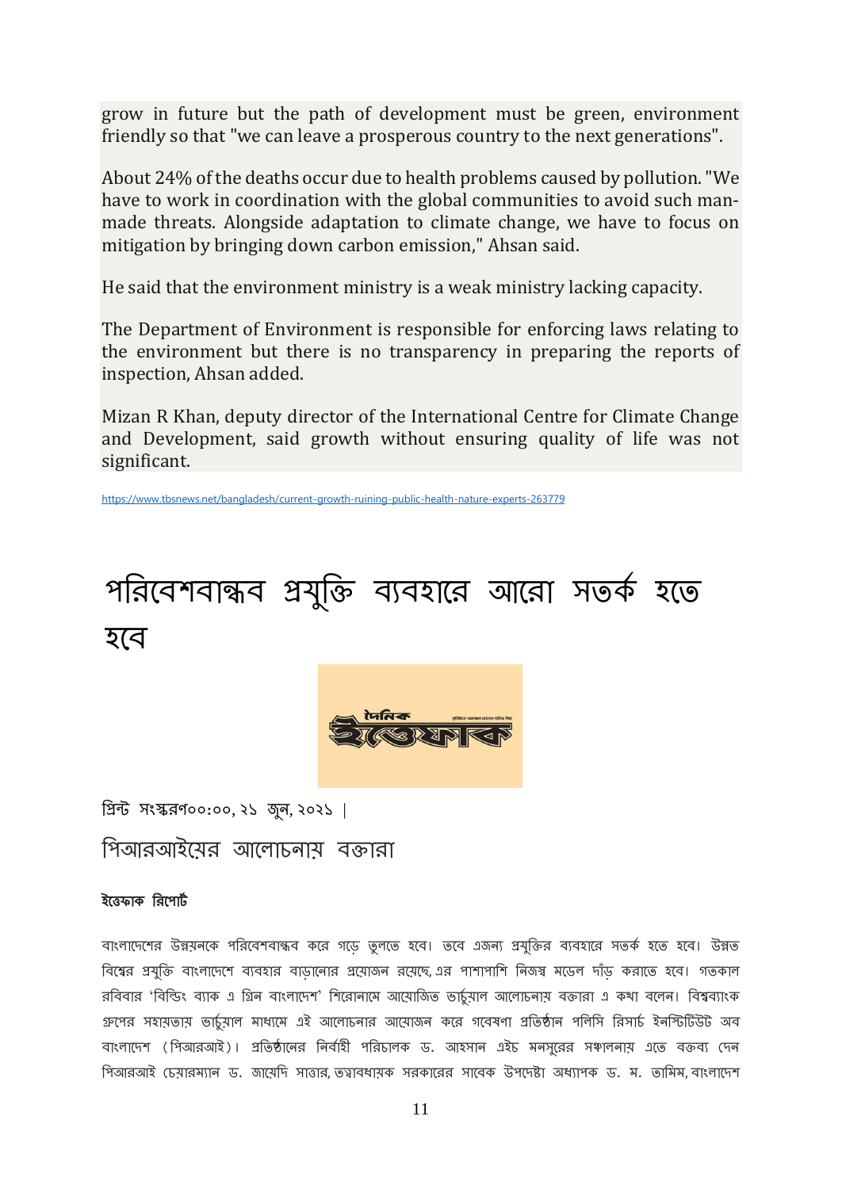grow in future but the path of development must be green, environment friendly so that "we can leave a prosperous country to the next generations".

About 24% of the deaths occur due to health problems caused by pollution. "We have to work in coordination with the global communities to avoid such man-made threats. Alongside adaptation to climate change, we have to focus on mitigation by bringing down carbon emission," Ahsan said.

He said that the environment ministry is a weak ministry lacking capacity.

The Department of Environment is responsible for enforcing laws relating to the environment but there is no transparency in preparing the reports of inspection, Ahsan added.

Mizan R Khan, deputy director of the International Centre for Climate Change and Development, said growth without ensuring quality of life was not significant.

https://www.tbsnews.net/bangladesh/current-growth-ruining-public-health-nature-experts-263779

# পরিবেশবান্ধব প্রযুক্তি ব্যবহারে আরো সতর্ক হতে হবে

প্রিন্ট সংস্করণ০০:০০, ২১ জুন, ২০২১ |

## পিআরআইয়ের আলোচনায় বক্তারা

**ইত্তেফাক রিপোর্ট**

বাংলাদেশের উন্নয়নকে পরিবেশবান্ধব করে গড়ে তুলতে হবে। তবে এজন্য প্রযুক্তির ব্যবহারে সতর্ক হতে হবে। উন্নত বিশ্বের প্রযুক্তি বাংলাদেশে ব্যবহার বাড়ানোর প্রয়োজন রয়েছে, এর পাশাপাশি নিজস্ব মডেল দাঁড় করাতে হবে। গতকাল রবিবার 'বিল্ডিং ব্যাক এ গ্রিন বাংলাদেশ' শিরোনামে আয়োজিত ভার্চুয়াল আলোচনায় বক্তারা এ কথা বলেন। বিশ্বব্যাংক গ্রুপের সহায়তায় ভার্চুয়াল মাধ্যমে এই আলোচনার আয়োজন করে গবেষণা প্রতিষ্ঠান পলিসি রিসার্চ ইনস্টিটিউট অব বাংলাদেশ (পিআরআই)। প্রতিষ্ঠানের নির্বাহী পরিচালক ড. আহসান এইচ মনসুরের সঞ্চালনায় এতে বক্তব্য দেন পিআরআই চেয়ারম্যান ড. জায়েদি সাত্তার, তত্ত্বাবধায়ক সরকারের সাবেক উপদেষ্টা অধ্যাপক ড. ম. তামিম, বাংলাদেশ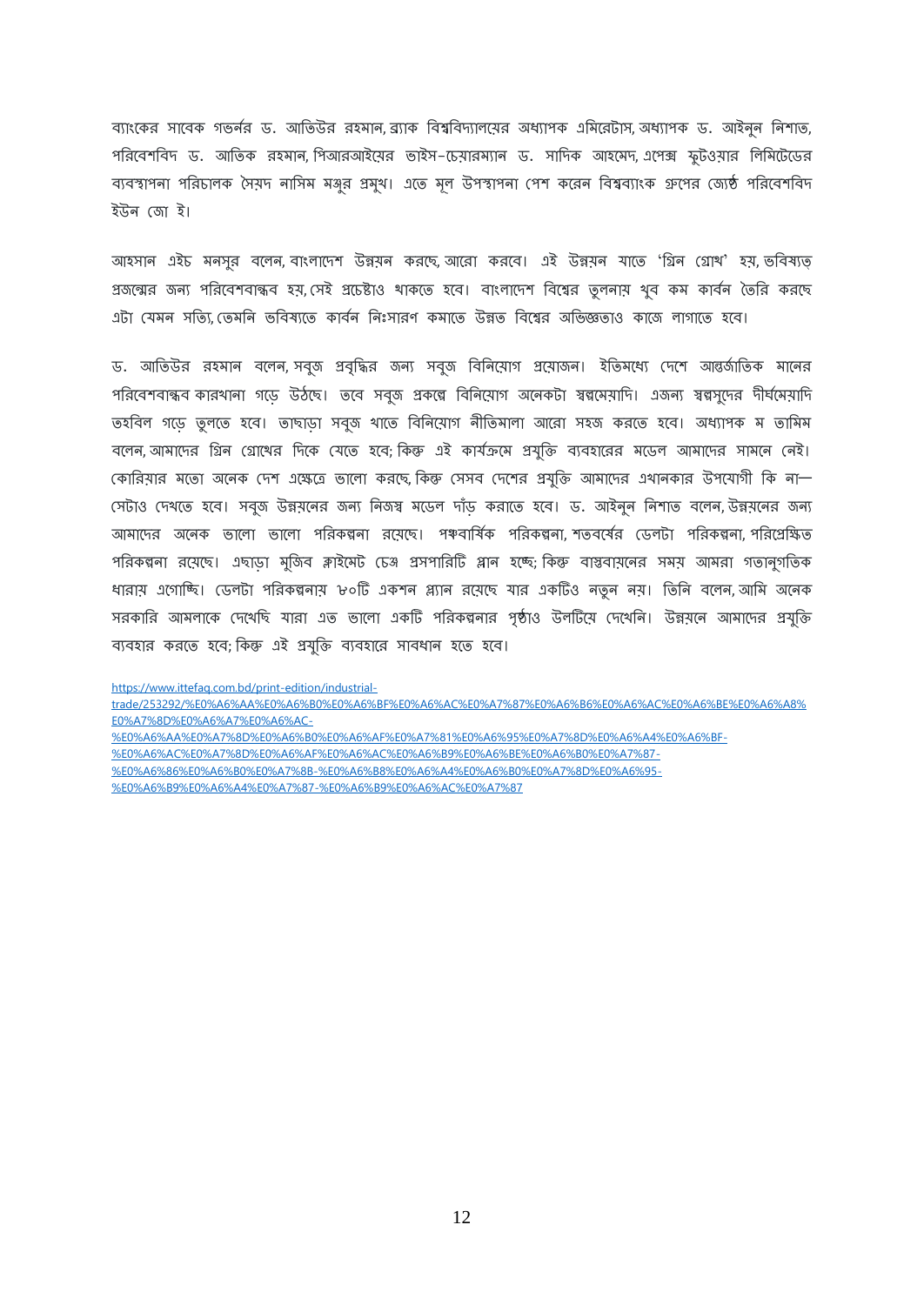ব্যাংকের সাবেক গভর্নর ড. আতিউর রহমান, ব্র্যাক বিশ্ববিদ্যালয়ের অধ্যাপক এমিরেটাস, অধ্যাপক ড. আইনুন নিশাত, পরিবেশবিদ ড. আতিক রহমান, পিআরআইয়ের ভাইস-চেয়ারম্যান ড. সাদিক আহমেদ, এপেক্স ফুটওয়্যার লিমিটেডের ব্যবস্থাপনা পরিচালক সৈয়দ নাসিম মঞ্জুর প্রমুখ। এতে মূল উপস্থাপনা পেশ করেন বিশ্বব্যাংক গ্রুপের জ্যেষ্ঠ পরিবেশবিদ ইউন জো ই।

আহসান এইচ মনসুর বলেন, বাংলাদেশ উন্নয়ন করছে, আরো করবে। এই উন্নয়ন যাতে 'গ্রিন গ্রোথ' হয়, ভবিষ্যত প্রজন্মের জন্য পরিবেশবান্ধব হয়, সেই প্রচেষ্টাও থাকতে হবে। বাংলাদেশ বিশ্বের তুলনায় খুব কম কার্বন তৈরি করছে এটা যেমন সত্যি, তেমনি ভবিষ্যতে কার্বন নিঃসারণ কমাতে উন্নত বিশ্বের অভিজ্ঞতাও কাজে লাগাতে হবে।

ড. আতিউর রহমান বলেন, সবুজ প্রবৃদ্ধির জন্য সবুজ বিনিয়োগ প্রয়োজন। ইতিমধ্যে দেশে আন্তর্জাতিক মানের পরিবেশবান্ধব কারখানা গড়ে উঠছে। তবে সবুজ প্রকল্পে বিনিয়োগ অনেকটা স্বল্পমেয়াদি। এজন্য স্বল্পসুদের দীর্ঘমেয়াদি তহবিল গড়ে তুলতে হবে। তাছাড়া সবুজ খাতে বিনিয়োগ নীতিমালা আরো সহজ করতে হবে। অধ্যাপক ম তামিম বলেন, আমাদের গ্রিন গ্রোথের দিকে যেতে হবে; কিন্তু এই কার্যক্রমে প্রযুক্তি ব্যবহারের মডেল আমাদের সামনে নেই। কোরিয়ার মতো অনেক দেশ এক্ষেত্রে ভালো করছে, কিন্তু সেসব দেশের প্রযুক্তি আমাদের এখানকার উপযোগী কি না—সেটাও দেখতে হবে। সবুজ উন্নয়নের জন্য নিজস্ব মডেল দাঁড় করাতে হবে। ড. আইনুন নিশাত বলেন, উন্নয়নের জন্য আমাদের অনেক ভালো ভালো পরিকল্পনা রয়েছে। পঞ্চবার্ষিক পরিকল্পনা, শতবর্ষের ডেলটা পরিকল্পনা, পরিপ্রেক্ষিত পরিকল্পনা রয়েছে। এছাড়া মুজিব ক্লাইমেট চেঞ্জ প্রসপারিটি প্লান হচ্ছে; কিন্তু বাস্তবায়নের সময় আমরা গতানুগতিক ধারায় এগোচ্ছি। ডেলটা পরিকল্পনায় ৮০টি একশন প্ল্যান রয়েছে যার একটিও নতুন নয়। তিনি বলেন, আমি অনেক সরকারি আমলাকে দেখেছি যারা এত ভালো একটি পরিকল্পনার পৃষ্ঠাও উলটিয়ে দেখেনি। উন্নয়নে আমাদের প্রযুক্তি ব্যবহার করতে হবে; কিন্তু এই প্রযুক্তি ব্যবহারে সাবধান হতে হবে।

https://www.ittefaq.com.bd/print-edition/industrial-trade/253292/%E0%A6%AA%E0%A6%B0%E0%A6%BF%E0%A6%AC%E0%A7%87%E0%A6%B6%E0%A6%AC%E0%A6%BE%E0%A6%A8%E0%A7%8D%E0%A6%A7%E0%A6%AC-%E0%A6%AA%E0%A7%8D%E0%A6%B0%E0%A6%AF%E0%A7%81%E0%A6%95%E0%A7%8D%E0%A6%A4%E0%A6%BF-%E0%A6%AC%E0%A7%8D%E0%A6%AF%E0%A6%AC%E0%A6%B9%E0%A6%BE%E0%A6%B0%E0%A7%87-%E0%A6%86%E0%A6%B0%E0%A7%8B-%E0%A6%B8%E0%A6%A4%E0%A6%B0%E0%A7%8D%E0%A6%95-%E0%A6%B9%E0%A6%A4%E0%A7%87-%E0%A6%B9%E0%A6%AC%E0%A7%87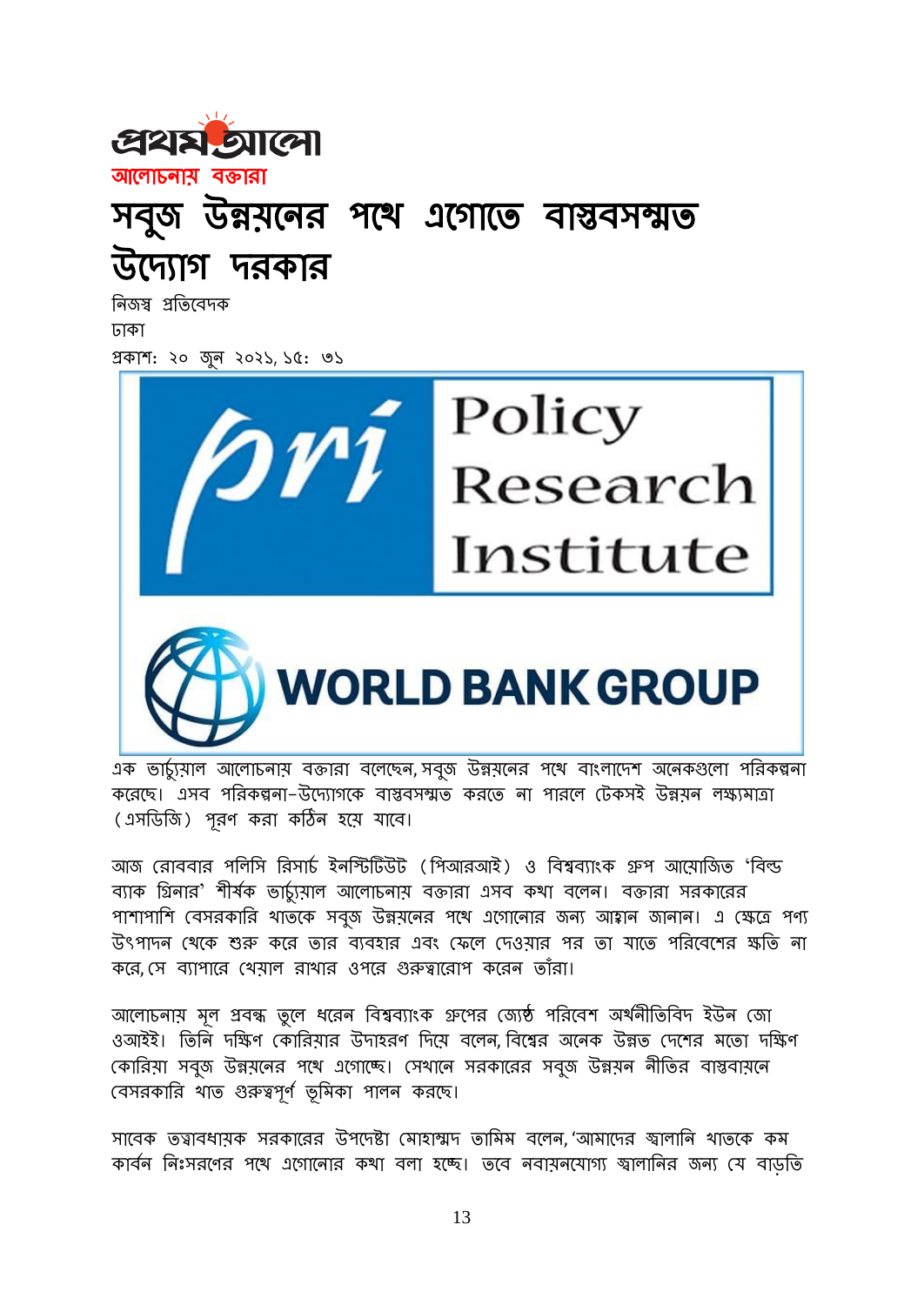প্রথম আলো

আলোচনায় বক্তারা

# সবুজ উন্নয়নের পথে এগোতে বাস্তবসম্মত উদ্যোগ দরকার

নিজস্ব প্রতিবেদক

ঢাকা

প্রকাশ: ২০ জুন ২০২১, ১৫: ৩১

এক ভার্চ্যুয়াল আলোচনায় বক্তারা বলেছেন, সবুজ উন্নয়নের পথে বাংলাদেশ অনেকগুলো পরিকল্পনা করেছে। এসব পরিকল্পনা-উদ্যোগকে বাস্তবসম্মত করতে না পারলে টেকসই উন্নয়ন লক্ষ্যমাত্রা (এসডিজি) পূরণ করা কঠিন হয়ে যাবে।

আজ রোববার পলিসি রিসার্চ ইনস্টিটিউট (পিআরআই) ও বিশ্বব্যাংক গ্রুপ আয়োজিত 'বিল্ড ব্যাক গ্রিনার' শীর্ষক ভার্চ্যুয়াল আলোচনায় বক্তারা এসব কথা বলেন। বক্তারা সরকারের পাশাপাশি বেসরকারি খাতকে সবুজ উন্নয়নের পথে এগোনোর জন্য আহ্বান জানান। এ ক্ষেত্রে পণ্য উৎপাদন থেকে শুরু করে তার ব্যবহার এবং ফেলে দেওয়ার পর তা যাতে পরিবেশের ক্ষতি না করে, সে ব্যাপারে খেয়াল রাখার ওপরে গুরুত্বারোপ করেন তাঁরা।

আলোচনায় মূল প্রবন্ধ তুলে ধরেন বিশ্বব্যাংক গ্রুপের জ্যেষ্ঠ পরিবেশ অর্থনীতিবিদ ইউন জো ওআইই। তিনি দক্ষিণ কোরিয়ার উদাহরণ দিয়ে বলেন, বিশ্বের অনেক উন্নত দেশের মতো দক্ষিণ কোরিয়া সবুজ উন্নয়নের পথে এগোচ্ছে। সেখানে সরকারের সবুজ উন্নয়ন নীতির বাস্তবায়নে বেসরকারি খাত গুরুত্বপূর্ণ ভূমিকা পালন করছে।

সাবেক তত্ত্বাবধায়ক সরকারের উপদেষ্টা মোহাম্মদ তামিম বলেন, 'আমাদের জ্বালানি খাতকে কম কার্বন নিঃসরণের পথে এগোনোর কথা বলা হচ্ছে। তবে নবায়নযোগ্য জ্বালানির জন্য যে বাড়তি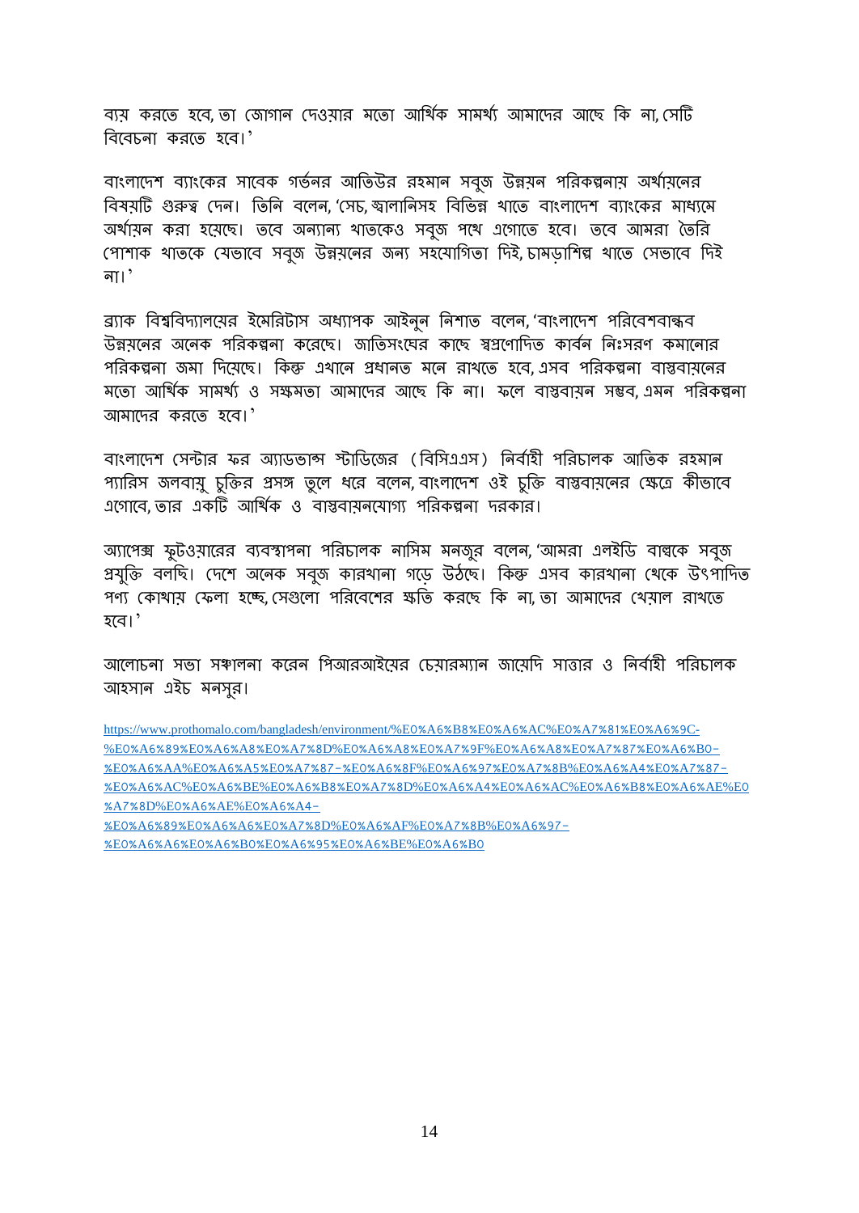ব্যয় করতে হবে, তা জোগান দেওয়ার মতো আর্থিক সামর্থ্য আমাদের আছে কি না, সেটি বিবেচনা করতে হবে।'

বাংলাদেশ ব্যাংকের সাবেক গভর্নর আতিউর রহমান সবুজ উন্নয়ন পরিকল্পনায় অর্থায়নের বিষয়টি গুরুত্ব দেন। তিনি বলেন, 'সেচ, জ্বালানিসহ বিভিন্ন খাতে বাংলাদেশ ব্যাংকের মাধ্যমে অর্থায়ন করা হয়েছে। তবে অন্যান্য খাতকেও সবুজ পথে এগোতে হবে। তবে আমরা তৈরি পোশাক খাতকে যেভাবে সবুজ উন্নয়নের জন্য সহযোগিতা দিই, চামড়াশিল্প খাতে সেভাবে দিই না।'

ব্র্যাক বিশ্ববিদ্যালয়ের ইমেরিটাস অধ্যাপক আইনুন নিশাত বলেন, 'বাংলাদেশ পরিবেশবান্ধব উন্নয়নের অনেক পরিকল্পনা করেছে। জাতিসংঘের কাছে স্বপ্রণোদিত কার্বন নিঃসরণ কমানোর পরিকল্পনা জমা দিয়েছে। কিন্তু এখানে প্রধানত মনে রাখতে হবে, এসব পরিকল্পনা বাস্তবায়নের মতো আর্থিক সামর্থ্য ও সক্ষমতা আমাদের আছে কি না। ফলে বাস্তবায়ন সম্ভব, এমন পরিকল্পনা আমাদের করতে হবে।'

বাংলাদেশ সেন্টার ফর অ্যাডভান্স স্টাডিজের (বিসিএএস) নির্বাহী পরিচালক আতিক রহমান প্যারিস জলবায়ু চুক্তির প্রসঙ্গ তুলে ধরে বলেন, বাংলাদেশ ওই চুক্তি বাস্তবায়নের ক্ষেত্রে কীভাবে এগোবে, তার একটি আর্থিক ও বাস্তবায়নযোগ্য পরিকল্পনা দরকার।

অ্যাপেক্স ফুটওয়্যারের ব্যবস্থাপনা পরিচালক নাসিম মনজুর বলেন, 'আমরা এলইডি বাল্বকে সবুজ প্রযুক্তি বলছি। দেশে অনেক সবুজ কারখানা গড়ে উঠছে। কিন্তু এসব কারখানা থেকে উৎপাদিত পণ্য কোথায় ফেলা হচ্ছে, সেগুলো পরিবেশের ক্ষতি করছে কি না, তা আমাদের খেয়াল রাখতে হবে।'

আলোচনা সভা সঞ্চালনা করেন পিআরআইয়ের চেয়ারম্যান জায়েদি সাত্তার ও নির্বাহী পরিচালক আহসান এইচ মনসুর।

https://www.prothomalo.com/bangladesh/environment/%E0%A6%B8%E0%A6%AC%E0%A7%81%E0%A6%9C-%E0%A6%89%E0%A6%A8%E0%A7%8D%E0%A6%A8%E0%A7%9F%E0%A6%A8%E0%A7%87%E0%A6%B0-%E0%A6%AA%E0%A6%A5%E0%A7%87-%E0%A6%8F%E0%A6%97%E0%A7%8B%E0%A6%A4%E0%A7%87-%E0%A6%AC%E0%A6%BE%E0%A6%B8%E0%A7%8D%E0%A6%A4%E0%A6%AC%E0%A6%B8%E0%A6%AE%E0%A7%8D%E0%A6%AE%E0%A6%A4-%E0%A6%89%E0%A6%A6%E0%A7%8D%E0%A6%AF%E0%A7%8B%E0%A6%97-%E0%A6%A6%E0%A6%B0%E0%A6%95%E0%A6%BE%E0%A6%B0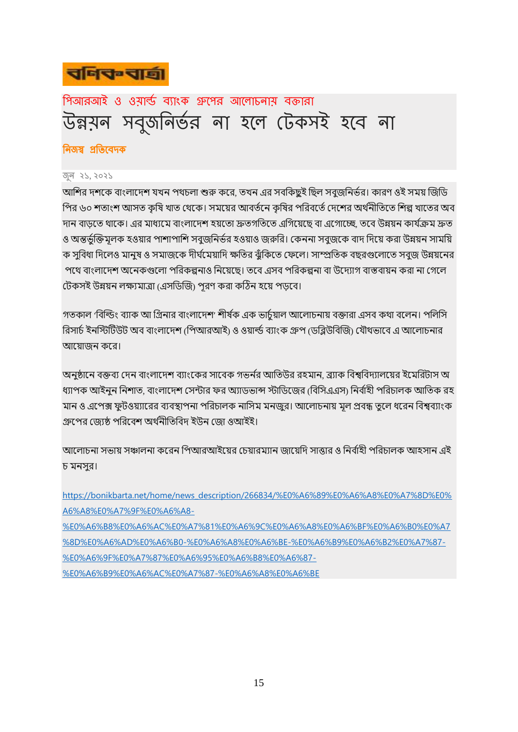বণিক বার্তা

পিআরআই ও ওয়ার্ল্ড ব্যাংক গ্রুপের আলোচনায় বক্তারা

# উন্নয়ন সবুজনির্ভর না হলে টেকসই হবে না

**নিজস্ব প্রতিবেদক**

জুন ২১, ২০২১

আশির দশকে বাংলাদেশ যখন পথচলা শুরু করে, তখন এর সবকিছুই ছিল সবুজনির্ভর। কারণ ওই সময় জিডিপির ৬০ শতাংশ আসত কৃষি খাত থেকে। সময়ের আবর্তনে কৃষির পরিবর্তে দেশের অর্থনীতিতে শিল্প খাতের অবদান বাড়তে থাকে। এর মাধ্যমে বাংলাদেশ হয়তো দ্রুতগতিতে এগিয়েছে বা এগোচ্ছে, তবে উন্নয়ন কার্যক্রম দ্রুত ও অন্তর্ভুক্তিমূলক হওয়ার পাশাপাশি সবুজনির্ভর হওয়াও জরুরি। কেননা সবুজকে বাদ দিয়ে করা উন্নয়ন সাময়িক সুবিধা দিলেও মানুষ ও সমাজকে দীর্ঘমেয়াদি ক্ষতির ঝুঁকিতে ফেলে। সাম্প্রতিক বছরগুলোতে সবুজ উন্নয়নের পথে বাংলাদেশ অনেকগুলো পরিকল্পনাও নিয়েছে। তবে এসব পরিকল্পনা বা উদ্যোগ বাস্তবায়ন করা না গেলে টেকসই উন্নয়ন লক্ষ্যমাত্রা (এসডিজি) পূরণ করা কঠিন হয়ে পড়বে।

গতকাল 'বিল্ডিং ব্যাক আ গ্রিনার বাংলাদেশ' শীর্ষক এক ভার্চুয়াল আলোচনায় বক্তারা এসব কথা বলেন। পলিসি রিসার্চ ইনস্টিটিউট অব বাংলাদেশ (পিআরআই) ও ওয়ার্ল্ড ব্যাংক গ্রুপ (ডব্লিউবিজি) যৌথভাবে এ আলোচনার আয়োজন করে।

অনুষ্ঠানে বক্তব্য দেন বাংলাদেশ ব্যাংকের সাবেক গভর্নর আতিউর রহমান, ব্র্যাক বিশ্ববিদ্যালয়ের ইমেরিটাস অধ্যাপক আইনুন নিশাত, বাংলাদেশ সেন্টার ফর অ্যাডভান্স স্টাডিজের (বিসিএএস) নির্বাহী পরিচালক আতিক রহমান ও এপেক্স ফুটওয়্যারের ব্যবস্থাপনা পরিচালক নাসিম মনজুর। আলোচনায় মূল প্রবন্ধ তুলে ধরেন বিশ্বব্যাংক গ্রুপের জ্যেষ্ঠ পরিবেশ অর্থনীতিবিদ ইউন জো ওআইই।

আলোচনা সভায় সঞ্চালনা করেন পিআরআইয়ের চেয়ারম্যান জায়েদি সাত্তার ও নির্বাহী পরিচালক আহসান এইচ মনসুর।

https://bonikbarta.net/home/news_description/266834/%E0%A6%89%E0%A6%A8%E0%A7%8D%E0%A6%A8%E0%A7%9F%E0%A6%A8-%E0%A6%B8%E0%A6%AC%E0%A7%81%E0%A6%9C%E0%A6%A8%E0%A6%BF%E0%A6%B0%E0%A7%8D%E0%A6%AD%E0%A6%B0-%E0%A6%A8%E0%A6%BE-%E0%A6%B9%E0%A6%B2%E0%A7%87-%E0%A6%9F%E0%A7%87%E0%A6%95%E0%A6%B8%E0%A6%87-%E0%A6%B9%E0%A6%AC%E0%A7%87-%E0%A6%A8%E0%A6%BE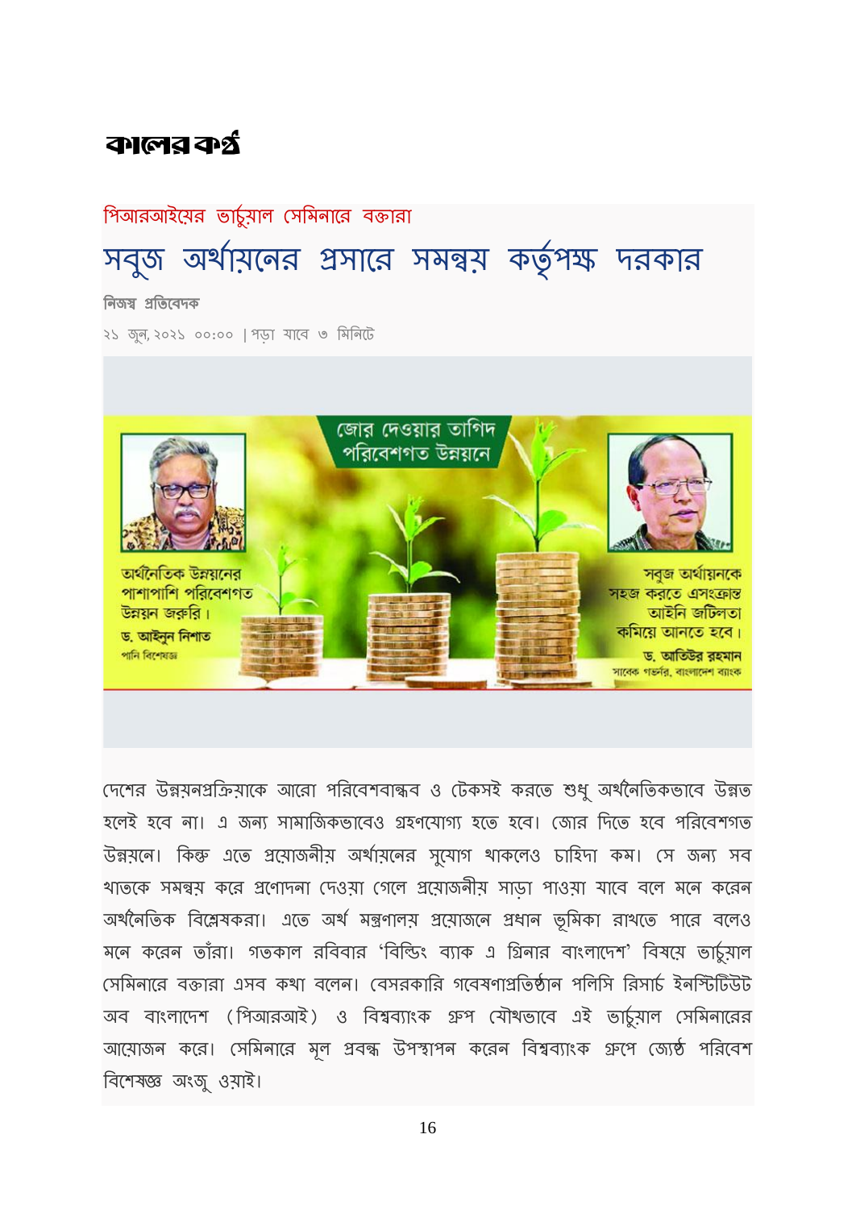# কালের কণ্ঠ

পিআরআইয়ের ভার্চুয়াল সেমিনারে বক্তারা

## সবুজ অর্থায়নের প্রসারে সমন্বয় কর্তৃপক্ষ দরকার

**নিজস্ব প্রতিবেদক**

২১ জুন, ২০২১ ০০:০০ | পড়া যাবে ৩ মিনিটে

জোর দেওয়ার তাগিদ পরিবেশগত উন্নয়নে

অর্থনৈতিক উন্নয়নের পাশাপাশি পরিবেশগত উন্নয়ন জরুরি। ড. আইনুন নিশাত, পানি বিশেষজ্ঞ

সবুজ অর্থায়নকে সহজ করতে এসংক্রান্ত আইনি জটিলতা কমিয়ে আনতে হবে। ড. আতিউর রহমান, সাবেক গভর্নর, বাংলাদেশ ব্যাংক

দেশের উন্নয়নপ্রক্রিয়াকে আরো পরিবেশবান্ধব ও টেকসই করতে শুধু অর্থনৈতিকভাবে উন্নত হলেই হবে না। এ জন্য সামাজিকভাবেও গ্রহণযোগ্য হতে হবে। জোর দিতে হবে পরিবেশগত উন্নয়নে। কিন্তু এতে প্রয়োজনীয় অর্থায়নের সুযোগ থাকলেও চাহিদা কম। সে জন্য সব খাতকে সমন্বয় করে প্রণোদনা দেওয়া গেলে প্রয়োজনীয় সাড়া পাওয়া যাবে বলে মনে করেন অর্থনৈতিক বিশ্লেষকরা। এতে অর্থ মন্ত্রণালয় প্রয়োজনে প্রধান ভূমিকা রাখতে পারে বলেও মনে করেন তাঁরা। গতকাল রবিবার 'বিল্ডিং ব্যাক এ গ্রিনার বাংলাদেশ' বিষয়ে ভার্চুয়াল সেমিনারে বক্তারা এসব কথা বলেন। বেসরকারি গবেষণাপ্রতিষ্ঠান পলিসি রিসার্চ ইনস্টিটিউট অব বাংলাদেশ (পিআরআই) ও বিশ্বব্যাংক গ্রুপ যৌথভাবে এই ভার্চুয়াল সেমিনারের আয়োজন করে। সেমিনারে মূল প্রবন্ধ উপস্থাপন করেন বিশ্বব্যাংক গ্রুপে জ্যেষ্ঠ পরিবেশ বিশেষজ্ঞ অংজু ওয়াই।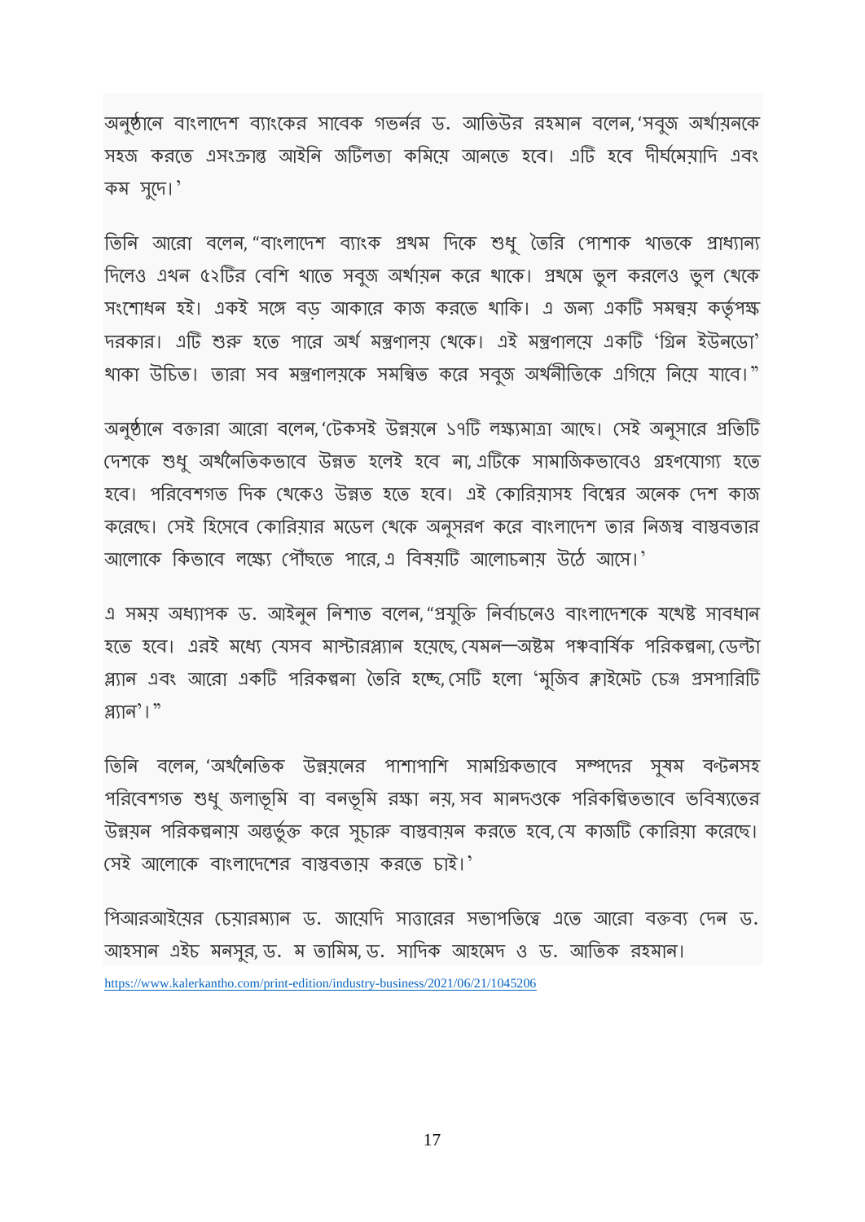অনুষ্ঠানে বাংলাদেশ ব্যাংকের সাবেক গভর্নর ড. আতিউর রহমান বলেন, 'সবুজ অর্থায়নকে সহজ করতে এসংক্রান্ত আইনি জটিলতা কমিয়ে আনতে হবে। এটি হবে দীর্ঘমেয়াদি এবং কম সুদে।'

তিনি আরো বলেন, "বাংলাদেশ ব্যাংক প্রথম দিকে শুধু তৈরি পোশাক খাতকে প্রাধ্যান্য দিলেও এখন ৫২টির বেশি খাতে সবুজ অর্থায়ন করে থাকে। প্রথমে ভুল করলেও ভুল থেকে সংশোধন হই। একই সঙ্গে বড় আকারে কাজ করতে থাকি। এ জন্য একটি সমন্বয় কর্তৃপক্ষ দরকার। এটি শুরু হতে পারে অর্থ মন্ত্রণালয় থেকে। এই মন্ত্রণালয়ে একটি 'গ্রিন ইউনডো' থাকা উচিত। তারা সব মন্ত্রণালয়কে সমন্বিত করে সবুজ অর্থনীতিকে এগিয়ে নিয়ে যাবে।"

অনুষ্ঠানে বক্তারা আরো বলেন, 'টেকসই উন্নয়নে ১৭টি লক্ষ্যমাত্রা আছে। সেই অনুসারে প্রতিটি দেশকে শুধু অর্থনৈতিকভাবে উন্নত হলেই হবে না, এটিকে সামাজিকভাবেও গ্রহণযোগ্য হতে হবে। পরিবেশগত দিক থেকেও উন্নত হতে হবে। এই কোরিয়াসহ বিশ্বের অনেক দেশ কাজ করেছে। সেই হিসেবে কোরিয়ার মডেল থেকে অনুসরণ করে বাংলাদেশ তার নিজস্ব বাস্তবতার আলোকে কিভাবে লক্ষ্যে পৌঁছতে পারে, এ বিষয়টি আলোচনায় উঠে আসে।'

এ সময় অধ্যাপক ড. আইনুন নিশাত বলেন, "প্রযুক্তি নির্বাচনেও বাংলাদেশকে যথেষ্ট সাবধান হতে হবে। এরই মধ্যে যেসব মাস্টারপ্ল্যান হয়েছে, যেমন—অষ্টম পঞ্চবার্ষিক পরিকল্পনা, ডেল্টা প্ল্যান এবং আরো একটি পরিকল্পনা তৈরি হচ্ছে, সেটি হলো 'মুজিব ক্লাইমেট চেঞ্জ প্রসপারিটি প্ল্যান'।"

তিনি বলেন, 'অর্থনৈতিক উন্নয়নের পাশাপাশি সামগ্রিকভাবে সম্পদের সুষম বন্টনসহ পরিবেশগত শুধু জলাভূমি বা বনভূমি রক্ষা নয়, সব মানদণ্ডকে পরিকল্পিতভাবে ভবিষ্যতের উন্নয়ন পরিকল্পনায় অন্তর্ভুক্ত করে সুচারু বাস্তবায়ন করতে হবে, যে কাজটি কোরিয়া করেছে। সেই আলোকে বাংলাদেশের বাস্তবতায় করতে চাই।'

পিআরআইয়ের চেয়ারম্যান ড. জায়েদি সাত্তারের সভাপতিত্বে এতে আরো বক্তব্য দেন ড. আহসান এইচ মনসুর, ড. ম তামিম, ড. সাদিক আহমেদ ও ড. আতিক রহমান।

https://www.kalerkantho.com/print-edition/industry-business/2021/06/21/1045206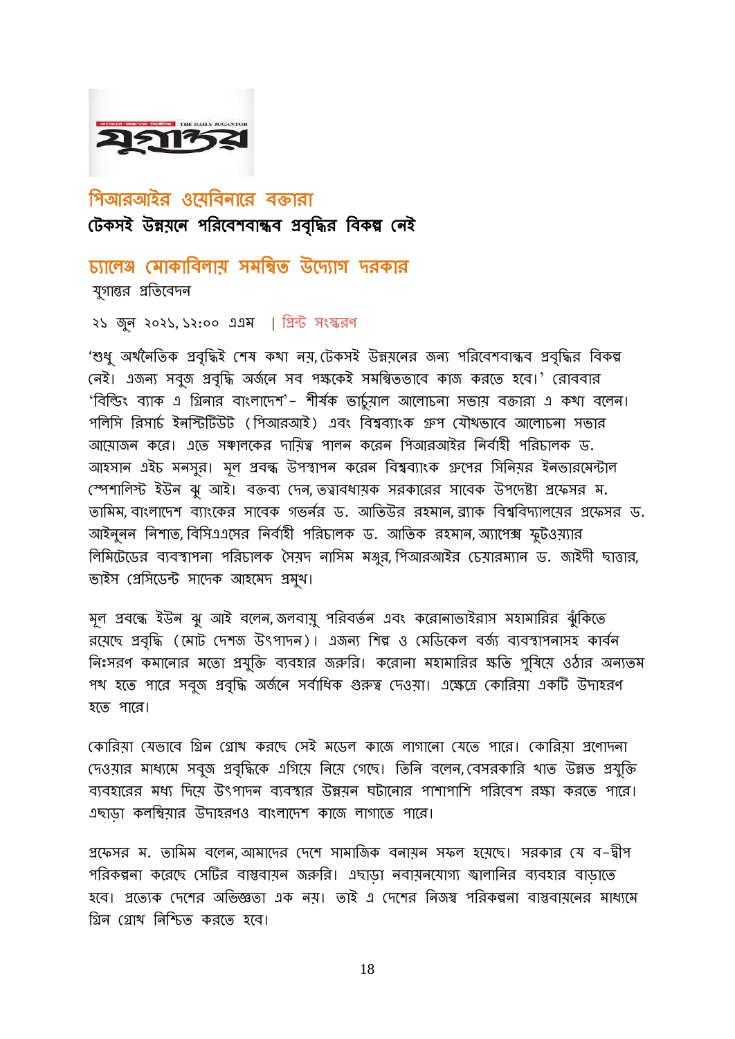## পিআরআইর ওয়েবিনারে বক্তারা

### টেকসই উন্নয়নে পরিবেশবান্ধব প্রবৃদ্ধির বিকল্প নেই

## চ্যালেঞ্জ মোকাবিলায় সমন্বিত উদ্যোগ দরকার

যুগান্তর প্রতিবেদন

২১ জুন ২০২১, ১২:০০ এএম | প্রিন্ট সংস্করণ

'শুধু অর্থনৈতিক প্রবৃদ্ধিই শেষ কথা নয়, টেকসই উন্নয়নের জন্য পরিবেশবান্ধব প্রবৃদ্ধির বিকল্প নেই। এজন্য সবুজ প্রবৃদ্ধি অর্জনে সব পক্ষকেই সমন্বিতভাবে কাজ করতে হবে।' রোববার 'বিল্ডিং ব্যাক এ গ্রিনার বাংলাদেশ'- শীর্ষক ভার্চুয়াল আলোচনা সভায় বক্তারা এ কথা বলেন। পলিসি রিসার্চ ইনস্টিটিউট (পিআরআই) এবং বিশ্বব্যাংক গ্রুপ যৌথভাবে আলোচনা সভার আয়োজন করে। এতে সঞ্চালকের দায়িত্ব পালন করেন পিআরআইর নির্বাহী পরিচালক ড. আহসান এইচ মনসুর। মূল প্রবন্ধ উপস্থাপন করেন বিশ্বব্যাংক গ্রুপের সিনিয়র ইনভারমেন্টাল স্পেশালিস্ট ইউন ঝু আই। বক্তব্য দেন, তত্ত্বাবধায়ক সরকারের সাবেক উপদেষ্টা প্রফেসর ম. তামিম, বাংলাদেশ ব্যাংকের সাবেক গভর্নর ড. আতিউর রহমান, ব্র্যাক বিশ্ববিদ্যালয়ের প্রফেসর ড. আইনুনন নিশাত, বিসিএএসের নির্বাহী পরিচালক ড. আতিক রহমান, অ্যাপেক্স ফুটওয়্যার লিমিটেডের ব্যবস্থাপনা পরিচালক সৈয়দ নাসিম মঞ্জুর, পিআরআইর চেয়ারম্যান ড. জাইদী ছাত্তার, ভাইস প্রেসিডেন্ট সাদেক আহমেদ প্রমুখ।

মূল প্রবন্ধে ইউন ঝু আই বলেন, জলবায়ু পরিবর্তন এবং করোনাভাইরাস মহামারির ঝুঁকিতে রয়েছে প্রবৃদ্ধি (মোট দেশজ উৎপাদন)। এজন্য শিল্প ও মেডিকেল বর্জ্য ব্যবস্থাপনাসহ কার্বন নিঃসরণ কমানোর মতো প্রযুক্তি ব্যবহার জরুরি। করোনা মহামারির ক্ষতি পুষিয়ে ওঠার অন্যতম পথ হতে পারে সবুজ প্রবৃদ্ধি অর্জনে সর্বাধিক গুরুত্ব দেওয়া। এক্ষেত্রে কোরিয়া একটি উদাহরণ হতে পারে।

কোরিয়া যেভাবে গ্রিন গ্রোথ করছে সেই মডেল কাজে লাগানো যেতে পারে। কোরিয়া প্রণোদনা দেওয়ার মাধ্যমে সবুজ প্রবৃদ্ধিকে এগিয়ে নিয়ে গেছে। তিনি বলেন, বেসরকারি খাত উন্নত প্রযুক্তি ব্যবহারের মধ্য দিয়ে উৎপাদন ব্যবস্থার উন্নয়ন ঘটানোর পাশাপাশি পরিবেশ রক্ষা করতে পারে। এছাড়া কলম্বিয়ার উদাহরণও বাংলাদেশ কাজে লাগাতে পারে।

প্রফেসর ম. তামিম বলেন, আমাদের দেশে সামাজিক বনায়ন সফল হয়েছে। সরকার যে ব-দ্বীপ পরিকল্পনা করেছে সেটির বাস্তবায়ন জরুরি। এছাড়া নবায়নযোগ্য জ্বালানির ব্যবহার বাড়াতে হবে। প্রত্যেক দেশের অভিজ্ঞতা এক নয়। তাই এ দেশের নিজস্ব পরিকল্পনা বাস্তবায়নের মাধ্যমে গ্রিন গ্রোথ নিশ্চিত করতে হবে।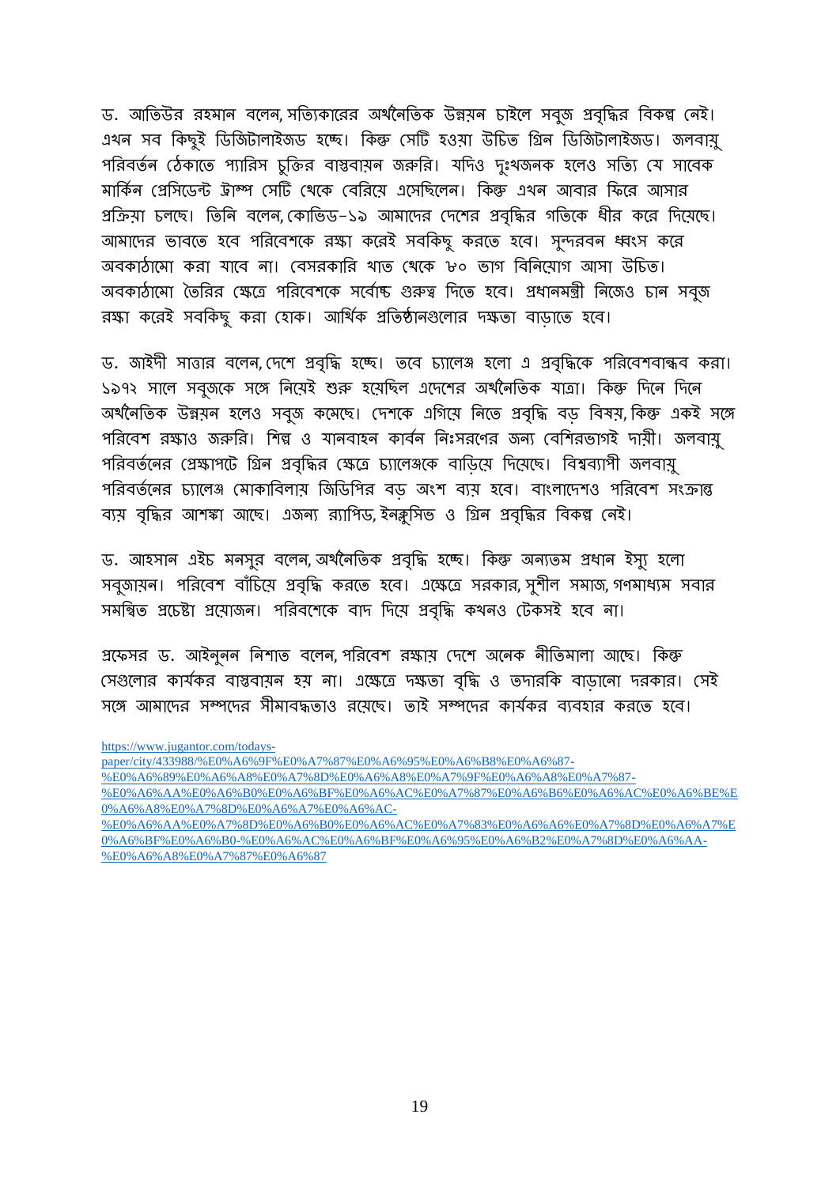ড. আতিউর রহমান বলেন, সত্যিকারের অর্থনৈতিক উন্নয়ন চাইলে সবুজ প্রবৃদ্ধির বিকল্প নেই। এখন সব কিছুই ডিজিটালাইজড হচ্ছে। কিন্তু সেটি হওয়া উচিত গ্রিন ডিজিটালাইজড। জলবায়ু পরিবর্তন ঠেকাতে প্যারিস চুক্তির বাস্তবায়ন জরুরি। যদিও দুঃখজনক হলেও সত্যি যে সাবেক মার্কিন প্রেসিডেন্ট ট্রাম্প সেটি থেকে বেরিয়ে এসেছিলেন। কিন্তু এখন আবার ফিরে আসার প্রক্রিয়া চলছে। তিনি বলেন, কোভিড-১৯ আমাদের দেশের প্রবৃদ্ধির গতিকে ধীর করে দিয়েছে। আমাদের ভাবতে হবে পরিবেশকে রক্ষা করেই সবকিছু করতে হবে। সুন্দরবন ধ্বংস করে অবকাঠামো করা যাবে না। বেসরকারি খাত থেকে ৮০ ভাগ বিনিয়োগ আসা উচিত। অবকাঠামো তৈরির ক্ষেত্রে পরিবেশকে সর্বোচ্চ গুরুত্ব দিতে হবে। প্রধানমন্ত্রী নিজেও চান সবুজ রক্ষা করেই সবকিছু করা হোক। আর্থিক প্রতিষ্ঠানগুলোর দক্ষতা বাড়াতে হবে।

ড. জাইদী সাত্তার বলেন, দেশে প্রবৃদ্ধি হচ্ছে। তবে চ্যালেঞ্জ হলো এ প্রবৃদ্ধিকে পরিবেশবান্ধব করা। ১৯৭২ সালে সবুজকে সঙ্গে নিয়েই শুরু হয়েছিল এদেশের অর্থনৈতিক যাত্রা। কিন্তু দিনে দিনে অর্থনৈতিক উন্নয়ন হলেও সবুজ কমেছে। দেশকে এগিয়ে নিতে প্রবৃদ্ধি বড় বিষয়, কিন্তু একই সঙ্গে পরিবেশ রক্ষাও জরুরি। শিল্প ও যানবাহন কার্বন নিঃসরণের জন্য বেশিরভাগই দায়ী। জলবায়ু পরিবর্তনের প্রেক্ষাপটে গ্রিন প্রবৃদ্ধির ক্ষেত্রে চ্যালেঞ্জকে বাড়িয়ে দিয়েছে। বিশ্বব্যাপী জলবায়ু পরিবর্তনের চ্যালেঞ্জ মোকাবিলায় জিডিপির বড় অংশ ব্যয় হবে। বাংলাদেশও পরিবেশ সংক্রান্ত ব্যয় বৃদ্ধির আশঙ্কা আছে। এজন্য র‌্যাপিড, ইনক্লুসিভ ও গ্রিন প্রবৃদ্ধির বিকল্প নেই।

ড. আহসান এইচ মনসুর বলেন, অর্থনৈতিক প্রবৃদ্ধি হচ্ছে। কিন্তু অন্যতম প্রধান ইস্যু হলো সবুজায়ন। পরিবেশ বাঁচিয়ে প্রবৃদ্ধি করতে হবে। এক্ষেত্রে সরকার, সুশীল সমাজ, গণমাধ্যম সবার সমন্বিত প্রচেষ্টা প্রয়োজন। পরিবেশকে বাদ দিয়ে প্রবৃদ্ধি কখনও টেকসই হবে না।

প্রফেসর ড. আইনুনন নিশাত বলেন, পরিবেশ রক্ষায় দেশে অনেক নীতিমালা আছে। কিন্তু সেগুলোর কার্যকর বাস্তবায়ন হয় না। এক্ষেত্রে দক্ষতা বৃদ্ধি ও তদারকি বাড়ানো দরকার। সেই সঙ্গে আমাদের সম্পদের সীমাবদ্ধতাও রয়েছে। তাই সম্পদের কার্যকর ব্যবহার করতে হবে।

https://www.jugantor.com/todays-paper/city/433988/%E0%A6%9F%E0%A7%87%E0%A6%95%E0%A6%B8%E0%A6%87-%E0%A6%89%E0%A6%A8%E0%A7%8D%E0%A6%A8%E0%A7%9F%E0%A6%A8%E0%A7%87-%E0%A6%AA%E0%A6%B0%E0%A6%BF%E0%A6%AC%E0%A7%87%E0%A6%B6%E0%A6%AC%E0%A6%BE%E0%A6%A8%E0%A7%8D%E0%A6%A7%E0%A6%AC-%E0%A6%AA%E0%A7%8D%E0%A6%B0%E0%A6%AC%E0%A7%83%E0%A6%A6%E0%A7%8D%E0%A6%A7%E0%A6%BF%E0%A6%B0-%E0%A6%AC%E0%A6%BF%E0%A6%95%E0%A6%B2%E0%A7%8D%E0%A6%AA-%E0%A6%A8%E0%A7%87%E0%A6%87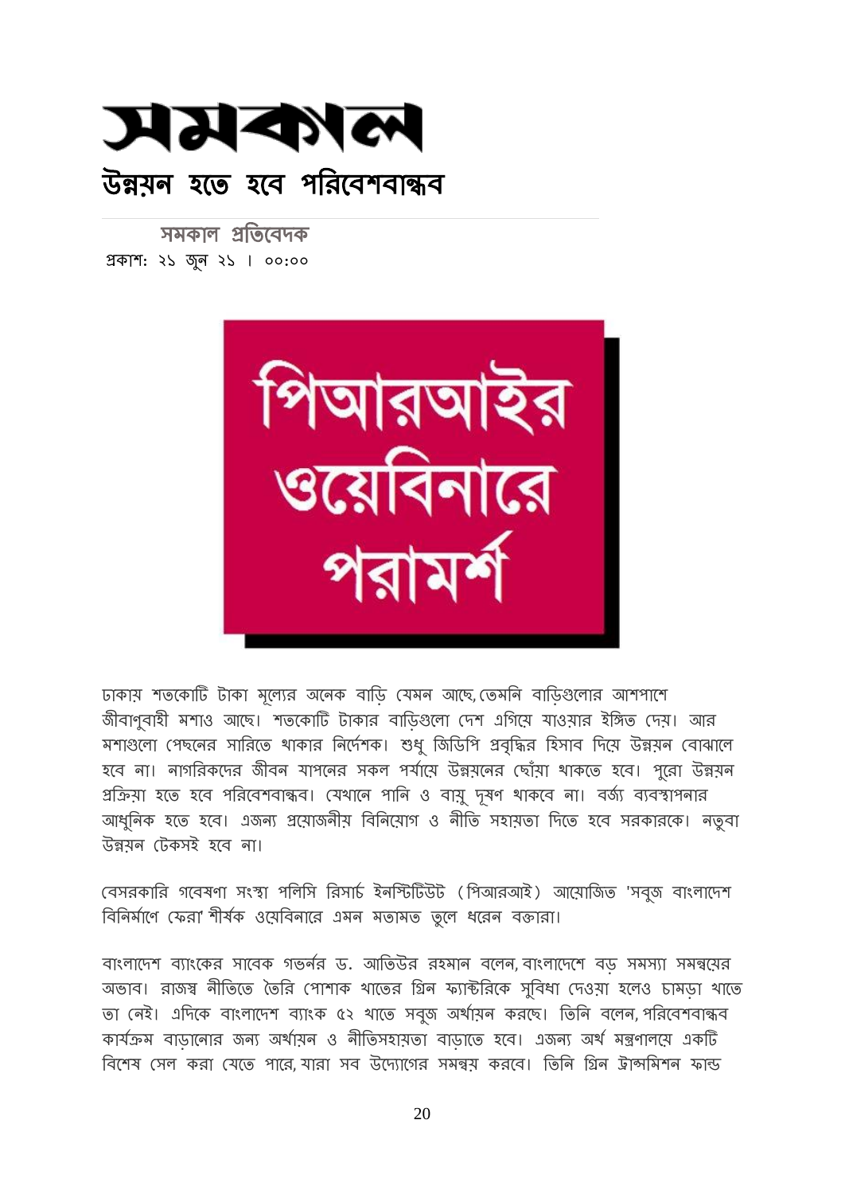# সমকাল

## উন্নয়ন হতে হবে পরিবেশবান্ধব

**সমকাল প্রতিবেদক**

প্রকাশ: ২১ জুন ২১ । ০০:০০

পিআরআইর ওয়েবিনারে পরামর্শ

ঢাকায় শতকোটি টাকা মূল্যের অনেক বাড়ি যেমন আছে, তেমনি বাড়িগুলোর আশপাশে জীবাণুবাহী মশাও আছে। শতকোটি টাকার বাড়িগুলো দেশ এগিয়ে যাওয়ার ইঙ্গিত দেয়। আর মশাগুলো পেছনের সারিতে থাকার নির্দেশক। শুধু জিডিপি প্রবৃদ্ধির হিসাব দিয়ে উন্নয়ন বোঝালে হবে না। নাগরিকদের জীবন যাপনের সকল পর্যায়ে উন্নয়নের ছোঁয়া থাকতে হবে। পুরো উন্নয়ন প্রক্রিয়া হতে হবে পরিবেশবান্ধব। যেখানে পানি ও বায়ু দূষণ থাকবে না। বর্জ্য ব্যবস্থাপনার আধুনিক হতে হবে। এজন্য প্রয়োজনীয় বিনিয়োগ ও নীতি সহায়তা দিতে হবে সরকারকে। নতুবা উন্নয়ন টেকসই হবে না।

বেসরকারি গবেষণা সংস্থা পলিসি রিসার্চ ইনস্টিটিউট (পিআরআই) আয়োজিত 'সবুজ বাংলাদেশ বিনির্মাণে ফেরা' শীর্ষক ওয়েবিনারে এমন মতামত তুলে ধরেন বক্তারা।

বাংলাদেশ ব্যাংকের সাবেক গভর্নর ড. আতিউর রহমান বলেন, বাংলাদেশে বড় সমস্যা সমন্বয়ের অভাব। রাজস্ব নীতিতে তৈরি পোশাক খাতের গ্রিন ফ্যাক্টরিকে সুবিধা দেওয়া হলেও চামড়া খাতে তা নেই। এদিকে বাংলাদেশ ব্যাংক ৫২ খাতে সবুজ অর্থায়ন করছে। তিনি বলেন, পরিবেশবান্ধব কার্যক্রম বাড়ানোর জন্য অর্থায়ন ও নীতিসহায়তা বাড়াতে হবে। এজন্য অর্থ মন্ত্রণালয়ে একটি বিশেষ সেল করা যেতে পারে, যারা সব উদ্যোগের সমন্বয় করবে। তিনি গ্রিন ট্রান্সমিশন ফান্ড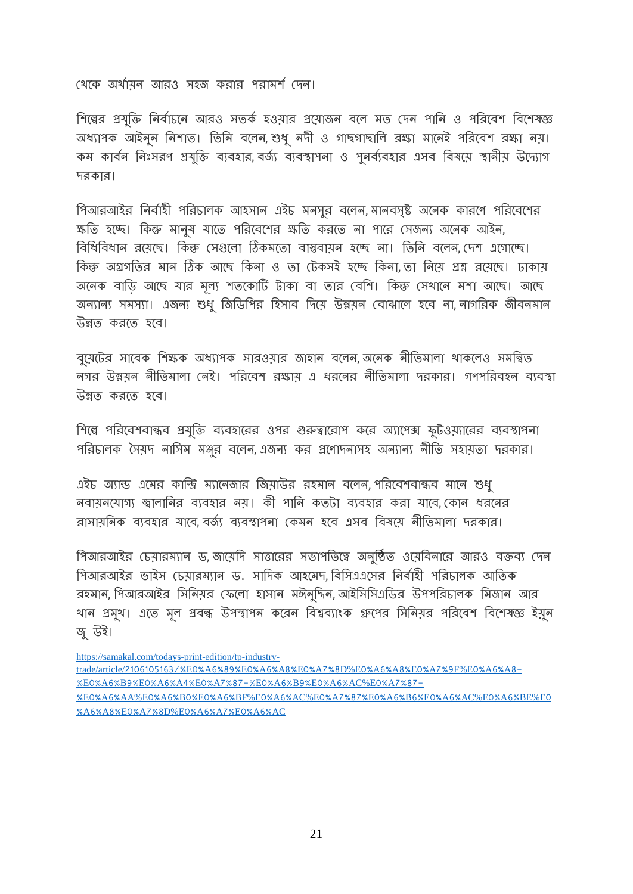থেকে অর্থায়ন আরও সহজ করার পরামর্শ দেন।

শিল্পের প্রযুক্তি নির্বাচনে আরও সতর্ক হওয়ার প্রয়োজন বলে মত দেন পানি ও পরিবেশ বিশেষজ্ঞ অধ্যাপক আইনুন নিশাত। তিনি বলেন, শুধু নদী ও গাছগাছালি রক্ষা মানেই পরিবেশ রক্ষা নয়। কম কার্বন নিঃসরণ প্রযুক্তি ব্যবহার, বর্জ্য ব্যবস্থাপনা ও পুনর্ব্যবহার এসব বিষয়ে স্থানীয় উদ্যোগ দরকার।

পিআরআইর নির্বাহী পরিচালক আহসান এইচ মনসুর বলেন, মানবসৃষ্ট অনেক কারণে পরিবেশের ক্ষতি হচ্ছে। কিন্তু মানুষ যাতে পরিবেশের ক্ষতি করতে না পারে সেজন্য অনেক আইন, বিধিবিধান রয়েছে। কিন্তু সেগুলো ঠিকমতো বাস্তবায়ন হচ্ছে না। তিনি বলেন, দেশ এগোচ্ছে। কিন্তু অগ্রগতির মান ঠিক আছে কিনা ও তা টেকসই হচ্ছে কিনা, তা নিয়ে প্রশ্ন রয়েছে। ঢাকায় অনেক বাড়ি আছে যার মূল্য শতকোটি টাকা বা তার বেশি। কিন্তু সেখানে মশা আছে। আছে অন্যান্য সমস্যা। এজন্য শুধু জিডিপির হিসাব দিয়ে উন্নয়ন বোঝালে হবে না, নাগরিক জীবনমান উন্নত করতে হবে।

বুয়েটের সাবেক শিক্ষক অধ্যাপক সারওয়ার জাহান বলেন, অনেক নীতিমালা থাকলেও সমন্বিত নগর উন্নয়ন নীতিমালা নেই। পরিবেশ রক্ষায় এ ধরনের নীতিমালা দরকার। গণপরিবহন ব্যবস্থা উন্নত করতে হবে।

শিল্পে পরিবেশবান্ধব প্রযুক্তি ব্যবহারের ওপর গুরুত্বারোপ করে অ্যাপেক্স ফুটওয়্যারের ব্যবস্থাপনা পরিচালক সৈয়দ নাসিম মঞ্জুর বলেন, এজন্য কর প্রণোদনাসহ অন্যান্য নীতি সহায়তা দরকার।

এইচ অ্যান্ড এমের কান্ট্রি ম্যানেজার জিয়াউর রহমান বলেন, পরিবেশবান্ধব মানে শুধু নবায়নযোগ্য জ্বালানির ব্যবহার নয়। কী পানি কতটা ব্যবহার করা যাবে, কোন ধরনের রাসায়নিক ব্যবহার যাবে, বর্জ্য ব্যবস্থাপনা কেমন হবে এসব বিষয়ে নীতিমালা দরকার।

পিআরআইর চেয়ারম্যান ড. জায়েদি সাত্তারের সভাপতিত্বে অনুষ্ঠিত ওয়েবিনারে আরও বক্তব্য দেন পিআরআইর ভাইস চেয়ারম্যান ড. সাদিক আহমেদ, বিসিএএসের নির্বাহী পরিচালক আতিক রহমান, পিআরআইর সিনিয়র ফেলো হাসান মঈনুদ্দিন, আইসিসিএডির উপপরিচালক মিজান আর খান প্রমুখ। এতে মূল প্রবন্ধ উপস্থাপন করেন বিশ্বব্যাংক গ্রুপের সিনিয়র পরিবেশ বিশেষজ্ঞ ইয়ুন জু উই।

https://samakal.com/todays-print-edition/tp-industry-trade/article/2106105163/%E0%A6%89%E0%A6%A8%E0%A7%8D%E0%A6%A8%E0%A7%9F%E0%A6%A8-%E0%A6%B9%E0%A6%A4%E0%A7%87-%E0%A6%B9%E0%A6%AC%E0%A7%87-%E0%A6%AA%E0%A6%B0%E0%A6%BF%E0%A6%AC%E0%A7%87%E0%A6%B6%E0%A6%AC%E0%A6%BE%E0%A6%A8%E0%A7%8D%E0%A6%A7%E0%A6%AC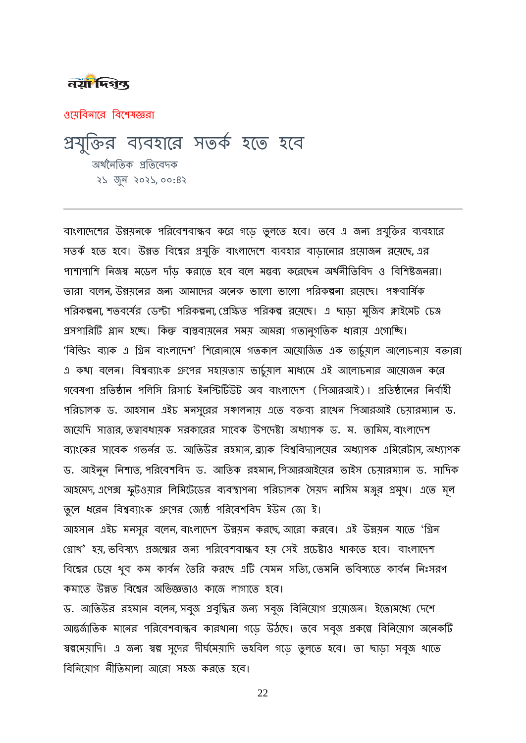নয়া দিগন্ত

ওয়েবিনারে বিশেষজ্ঞরা

# প্রযুক্তির ব্যবহারে সতর্ক হতে হবে

অর্থনৈতিক প্রতিবেদক
২১ জুন ২০২১, ০০:৪২

---

বাংলাদেশের উন্নয়নকে পরিবেশবান্ধব করে গড়ে তুলতে হবে। তবে এ জন্য প্রযুক্তির ব্যবহারে সতর্ক হতে হবে। উন্নত বিশ্বের প্রযুক্তি বাংলাদেশে ব্যবহার বাড়ানোর প্রয়োজন রয়েছে, এর পাশাপাশি নিজস্ব মডেল দাঁড় করাতে হবে বলে মন্তব্য করেছেন অর্থনীতিবিদ ও বিশিষ্টজনরা। তারা বলেন, উন্নয়নের জন্য আমাদের অনেক ভালো ভালো পরিকল্পনা রয়েছে। পঞ্চবার্ষিক পরিকল্পনা, শতবর্ষের ডেল্টা পরিকল্পনা, প্রেক্ষিত পরিকল্প রয়েছে। এ ছাড়া মুজিব ক্লাইমেট চেঞ্জ প্রসপারিটি প্লান হচ্ছে। কিন্তু বাস্তবায়নের সময় আমরা গতানুগতিক ধারায় এগোচ্ছি।
'বিল্ডিং ব্যাক এ গ্রিন বাংলাদেশ' শিরোনামে গতকাল আয়োজিত এক ভার্চুয়াল আলোচনায় বক্তারা এ কথা বলেন। বিশ্বব্যাংক গ্রুপের সহায়তায় ভার্চুয়াল মাধ্যমে এই আলোচনার আয়োজন করে গবেষণা প্রতিষ্ঠান পলিসি রিসার্চ ইনস্টিটিউট অব বাংলাদেশ (পিআরআই)। প্রতিষ্ঠানের নির্বাহী পরিচালক ড. আহসান এইচ মনসুরের সঞ্চালনায় এতে বক্তব্য রাখেন পিআরআই চেয়ারম্যান ড. জায়েদি সাত্তার, তত্ত্বাবধায়ক সরকারের সাবেক উপদেষ্টা অধ্যাপক ড. ম. তামিম, বাংলাদেশ ব্যাংকের সাবেক গভর্নর ড. আতিউর রহমান, ব্র্যাক বিশ্ববিদ্যালয়ের অধ্যাপক এমিরেটাস, অধ্যাপক ড. আইনুন নিশাত, পরিবেশবিদ ড. আতিক রহমান, পিআরআইয়ের ভাইস চেয়ারম্যান ড. সাদিক আহমেদ, এপেক্স ফুটওয়্যার লিমিটেডের ব্যবস্থাপনা পরিচালক সৈয়দ নাসিম মঞ্জুর প্রমুখ। এতে মূল তুলে ধরেন বিশ্বব্যাংক গ্রুপের জ্যেষ্ঠ পরিবেশবিদ ইউন জো ই।
আহসান এইচ মনসুর বলেন, বাংলাদেশ উন্নয়ন করছে, আরো করবে। এই উন্নয়ন যাতে 'গ্রিন গ্রোথ' হয়, ভবিষ্যৎ প্রজন্মের জন্য পরিবেশবান্ধব হয় সেই প্রচেষ্টাও থাকতে হবে। বাংলাদেশ বিশ্বের চেয়ে খুব কম কার্বন তৈরি করছে এটি যেমন সত্যি, তেমনি ভবিষ্যতে কার্বন নিঃসরণ কমাতে উন্নত বিশ্বের অভিজ্ঞতাও কাজে লাগাতে হবে।
ড. আতিউর রহমান বলেন, সবুজ প্রবৃদ্ধির জন্য সবুজ বিনিয়োগ প্রয়োজন। ইতোমধ্যে দেশে আন্তর্জাতিক মানের পরিবেশবান্ধব কারখানা গড়ে উঠছে। তবে সবুজ প্রকল্পে বিনিয়োগ অনেকটি স্বল্পমেয়াদি। এ জন্য স্বল্প সুদের দীর্ঘমেয়াদি তহবিল গড়ে তুলতে হবে। তা ছাড়া সবুজ খাতে বিনিয়োগ নীতিমালা আরো সহজ করতে হবে।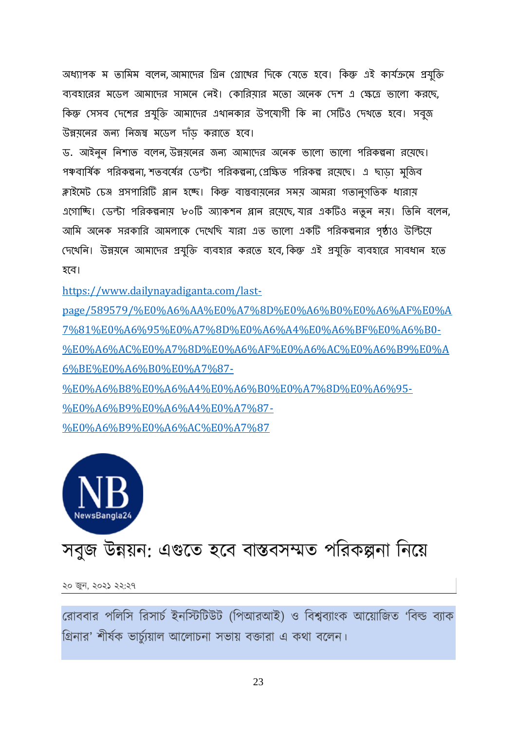অধ্যাপক ম তামিম বলেন, আমাদের গ্রিন গ্রোথের দিকে যেতে হবে। কিন্তু এই কার্যক্রমে প্রযুক্তি ব্যবহারের মডেল আমাদের সামনে নেই। কোরিয়ার মতো অনেক দেশ এ ক্ষেত্রে ভালো করছে, কিন্তু সেসব দেশের প্রযুক্তি আমাদের এখানকার উপযোগী কি না সেটিও দেখতে হবে। সবুজ উন্নয়নের জন্য নিজস্ব মডেল দাঁড় করাতে হবে।

ড. আইনুন নিশাত বলেন, উন্নয়নের জন্য আমাদের অনেক ভালো ভালো পরিকল্পনা রয়েছে। পঞ্চবার্ষিক পরিকল্পনা, শতবর্ষের ডেল্টা পরিকল্পনা, প্রেক্ষিত পরিকল্প রয়েছে। এ ছাড়া মুজিব ক্লাইমেট চেঞ্জ প্রসপারিটি প্লান হচ্ছে। কিন্তু বাস্তবায়নের সময় আমরা গতানুগতিক ধারায় এগোচ্ছি। ডেল্টা পরিকল্পনায় ৮০টি অ্যাকশন প্লান রয়েছে, যার একটিও নতুন নয়। তিনি বলেন, আমি অনেক সরকারি আমলাকে দেখেছি যারা এত ভালো একটি পরিকল্পনার পৃষ্ঠাও উল্টিয়ে দেখেনি। উন্নয়নে আমাদের প্রযুক্তি ব্যবহার করতে হবে, কিন্তু এই প্রযুক্তি ব্যবহারে সাবধান হতে হবে।

https://www.dailynayadiganta.com/last-page/589579/%E0%A6%AA%E0%A7%8D%E0%A6%B0%E0%A6%AF%E0%A7%81%E0%A6%95%E0%A7%8D%E0%A6%A4%E0%A6%BF%E0%A6%B0-%E0%A6%AC%E0%A7%8D%E0%A6%AF%E0%A6%AC%E0%A6%B9%E0%A6%BE%E0%A6%B0%E0%A7%87-%E0%A6%B8%E0%A6%A4%E0%A6%B0%E0%A7%8D%E0%A6%95-%E0%A6%B9%E0%A6%A4%E0%A7%87-%E0%A6%B9%E0%A6%AC%E0%A7%87

NB NewsBangla24

# সবুজ উন্নয়ন: এগুতে হবে বাস্তবসম্মত পরিকল্পনা নিয়ে

২০ জুন, ২০২১ ২২:২৭

রোববার পলিসি রিসার্চ ইনস্টিটিউট (পিআরআই) ও বিশ্বব্যাংক আয়োজিত 'বিল্ড ব্যাক গ্রিনার' শীর্ষক ভার্চুয়াল আলোচনা সভায় বক্তারা এ কথা বলেন।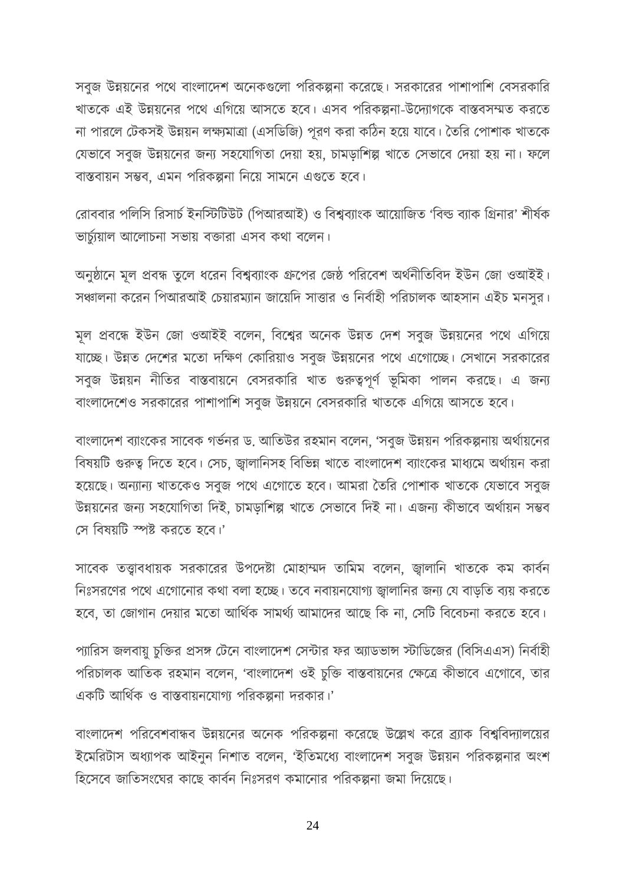সবুজ উন্নয়নের পথে বাংলাদেশ অনেকগুলো পরিকল্পনা করেছে। সরকারের পাশাপাশি বেসরকারি খাতকে এই উন্নয়নের পথে এগিয়ে আসতে হবে। এসব পরিকল্পনা-উদ্যোগকে বাস্তবসম্মত করতে না পারলে টেকসই উন্নয়ন লক্ষ্যমাত্রা (এসডিজি) পূরণ করা কঠিন হয়ে যাবে। তৈরি পোশাক খাতকে যেভাবে সবুজ উন্নয়নের জন্য সহযোগিতা দেয়া হয়, চামড়াশিল্প খাতে সেভাবে দেয়া হয় না। ফলে বাস্তবায়ন সম্ভব, এমন পরিকল্পনা নিয়ে সামনে এগুতে হবে।

রোববার পলিসি রিসার্চ ইনস্টিটিউট (পিআরআই) ও বিশ্বব্যাংক আয়োজিত 'বিল্ড ব্যাক গ্রিনার' শীর্ষক ভার্চ্যুয়াল আলোচনা সভায় বক্তারা এসব কথা বলেন।

অনুষ্ঠানে মূল প্রবন্ধ তুলে ধরেন বিশ্বব্যাংক গ্রুপের জেষ্ঠ পরিবেশ অর্থনীতিবিদ ইউন জো ওআইই। সঞ্চালনা করেন পিআরআই চেয়ারম্যান জায়েদি সাত্তার ও নির্বাহী পরিচালক আহসান এইচ মনসুর।

মূল প্রবন্ধে ইউন জো ওআইই বলেন, বিশ্বের অনেক উন্নত দেশ সবুজ উন্নয়নের পথে এগিয়ে যাচ্ছে। উন্নত দেশের মতো দক্ষিণ কোরিয়াও সবুজ উন্নয়নের পথে এগোচ্ছে। সেখানে সরকারের সবুজ উন্নয়ন নীতির বাস্তবায়নে বেসরকারি খাত গুরুত্বপূর্ণ ভূমিকা পালন করছে। এ জন্য বাংলাদেশেও সরকারের পাশাপাশি সবুজ উন্নয়নে বেসরকারি খাতকে এগিয়ে আসতে হবে।

বাংলাদেশ ব্যাংকের সাবেক গভর্নর ড. আতিউর রহমান বলেন, 'সবুজ উন্নয়ন পরিকল্পনায় অর্থায়নের বিষয়টি গুরুত্ব দিতে হবে। সেচ, জ্বালানিসহ বিভিন্ন খাতে বাংলাদেশ ব্যাংকের মাধ্যমে অর্থায়ন করা হয়েছে। অন্যান্য খাতকেও সবুজ পথে এগোতে হবে। আমরা তৈরি পোশাক খাতকে যেভাবে সবুজ উন্নয়নের জন্য সহযোগিতা দিই, চামড়াশিল্প খাতে সেভাবে দিই না। এজন্য কীভাবে অর্থায়ন সম্ভব সে বিষয়টি স্পষ্ট করতে হবে।'

সাবেক তত্ত্বাবধায়ক সরকারের উপদেষ্টা মোহাম্মদ তামিম বলেন, জ্বালানি খাতকে কম কার্বন নিঃসরণের পথে এগোনোর কথা বলা হচ্ছে। তবে নবায়নযোগ্য জ্বালানির জন্য যে বাড়তি ব্যয় করতে হবে, তা জোগান দেয়ার মতো আর্থিক সামর্থ্য আমাদের আছে কি না, সেটি বিবেচনা করতে হবে।

প্যারিস জলবায়ু চুক্তির প্রসঙ্গ টেনে বাংলাদেশ সেন্টার ফর অ্যাডভান্স স্টাডিজের (বিসিএএস) নির্বাহী পরিচালক আতিক রহমান বলেন, 'বাংলাদেশ ওই চুক্তি বাস্তবায়নের ক্ষেত্রে কীভাবে এগোবে, তার একটি আর্থিক ও বাস্তবায়নযোগ্য পরিকল্পনা দরকার।'

বাংলাদেশ পরিবেশবান্ধব উন্নয়নের অনেক পরিকল্পনা করেছে উল্লেখ করে ব্র্যাক বিশ্ববিদ্যালয়ের ইমেরিটাস অধ্যাপক আইনুন নিশাত বলেন, 'ইতিমধ্যে বাংলাদেশ সবুজ উন্নয়ন পরিকল্পনার অংশ হিসেবে জাতিসংঘের কাছে কার্বন নিঃসরণ কমানোর পরিকল্পনা জমা দিয়েছে।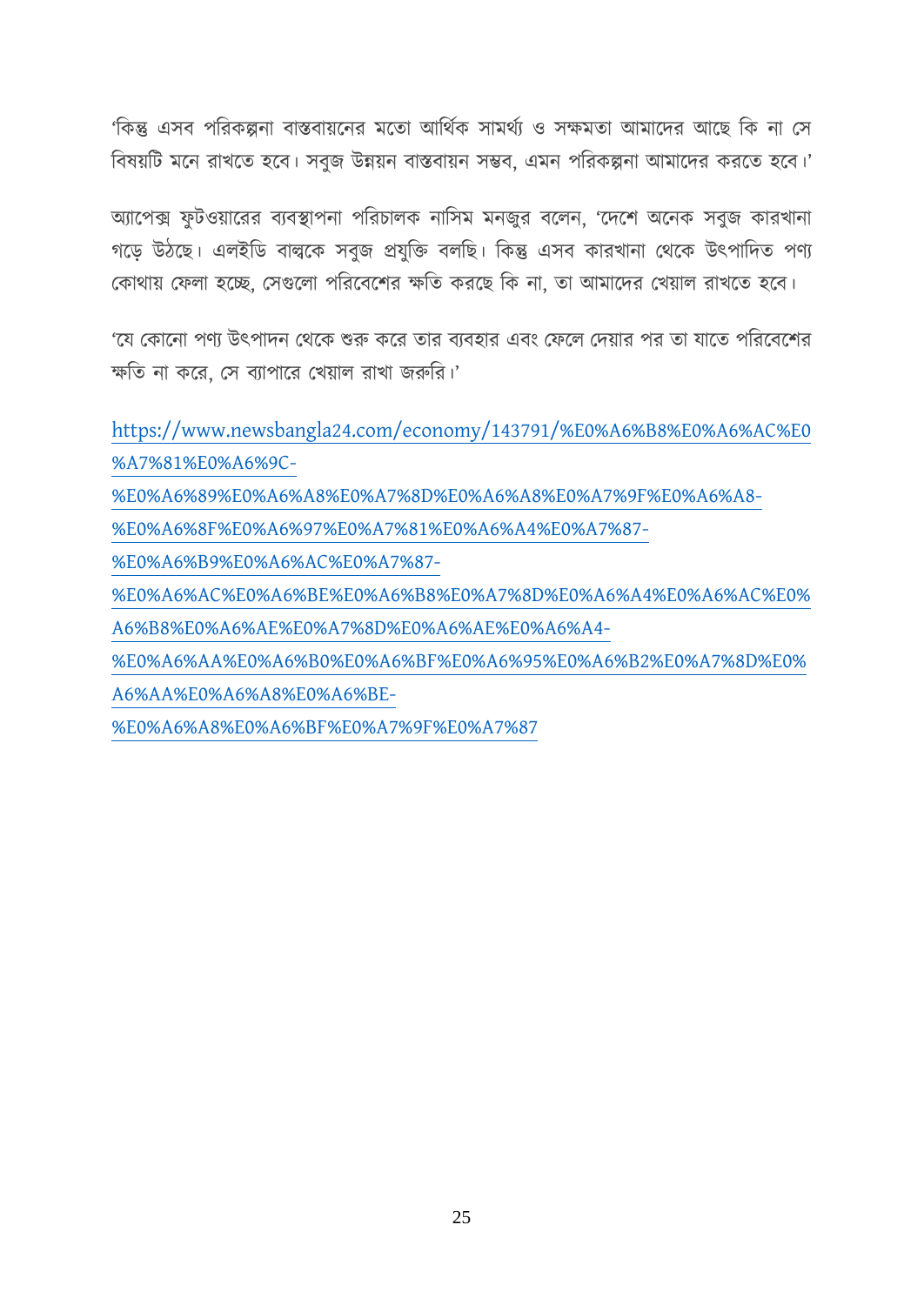'কিন্তু এসব পরিকল্পনা বাস্তবায়নের মতো আর্থিক সামর্থ্য ও সক্ষমতা আমাদের আছে কি না সে বিষয়টি মনে রাখতে হবে। সবুজ উন্নয়ন বাস্তবায়ন সম্ভব, এমন পরিকল্পনা আমাদের করতে হবে।'

অ্যাপেক্স ফুটওয়ারের ব্যবস্থাপনা পরিচালক নাসিম মনজুর বলেন, 'দেশে অনেক সবুজ কারখানা গড়ে উঠছে। এলইডি বাল্বকে সবুজ প্রযুক্তি বলছি। কিন্তু এসব কারখানা থেকে উৎপাদিত পণ্য কোথায় ফেলা হচ্ছে, সেগুলো পরিবেশের ক্ষতি করছে কি না, তা আমাদের খেয়াল রাখতে হবে।

'যে কোনো পণ্য উৎপাদন থেকে শুরু করে তার ব্যবহার এবং ফেলে দেয়ার পর তা যাতে পরিবেশের ক্ষতি না করে, সে ব্যাপারে খেয়াল রাখা জরুরি।'

https://www.newsbangla24.com/economy/143791/%E0%A6%B8%E0%A6%AC%E0%A7%81%E0%A6%9C-%E0%A6%89%E0%A6%A8%E0%A7%8D%E0%A6%A8%E0%A7%9F%E0%A6%A8-%E0%A6%8F%E0%A6%97%E0%A7%81%E0%A6%A4%E0%A7%87-%E0%A6%B9%E0%A6%AC%E0%A7%87-%E0%A6%AC%E0%A6%BE%E0%A6%B8%E0%A7%8D%E0%A6%A4%E0%A6%AC%E0%A6%B8%E0%A6%AE%E0%A7%8D%E0%A6%AE%E0%A6%A4-%E0%A6%AA%E0%A6%B0%E0%A6%BF%E0%A6%95%E0%A6%B2%E0%A7%8D%E0%A6%AA%E0%A6%A8%E0%A6%BE-%E0%A6%A8%E0%A6%BF%E0%A7%9F%E0%A7%87